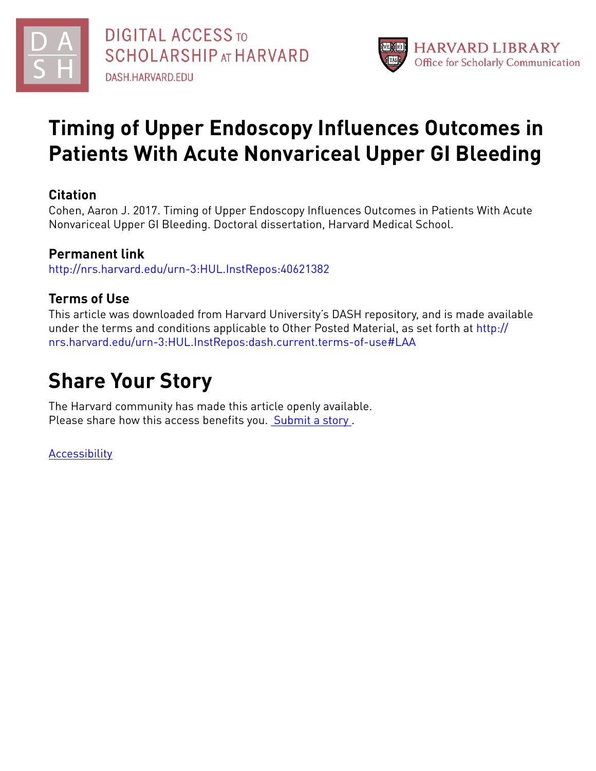# Timing of Upper Endoscopy Influences Outcomes in Patients With Acute Nonvariceal Upper GI Bleeding

## Citation

Cohen, Aaron J. 2017. Timing of Upper Endoscopy Influences Outcomes in Patients With Acute Nonvariceal Upper GI Bleeding. Doctoral dissertation, Harvard Medical School.

## Permanent link

http://nrs.harvard.edu/urn-3:HUL.InstRepos:40621382

## Terms of Use

This article was downloaded from Harvard University's DASH repository, and is made available under the terms and conditions applicable to Other Posted Material, as set forth at http://nrs.harvard.edu/urn-3:HUL.InstRepos:dash.current.terms-of-use#LAA

# Share Your Story

The Harvard community has made this article openly available.
Please share how this access benefits you. Submit a story .

Accessibility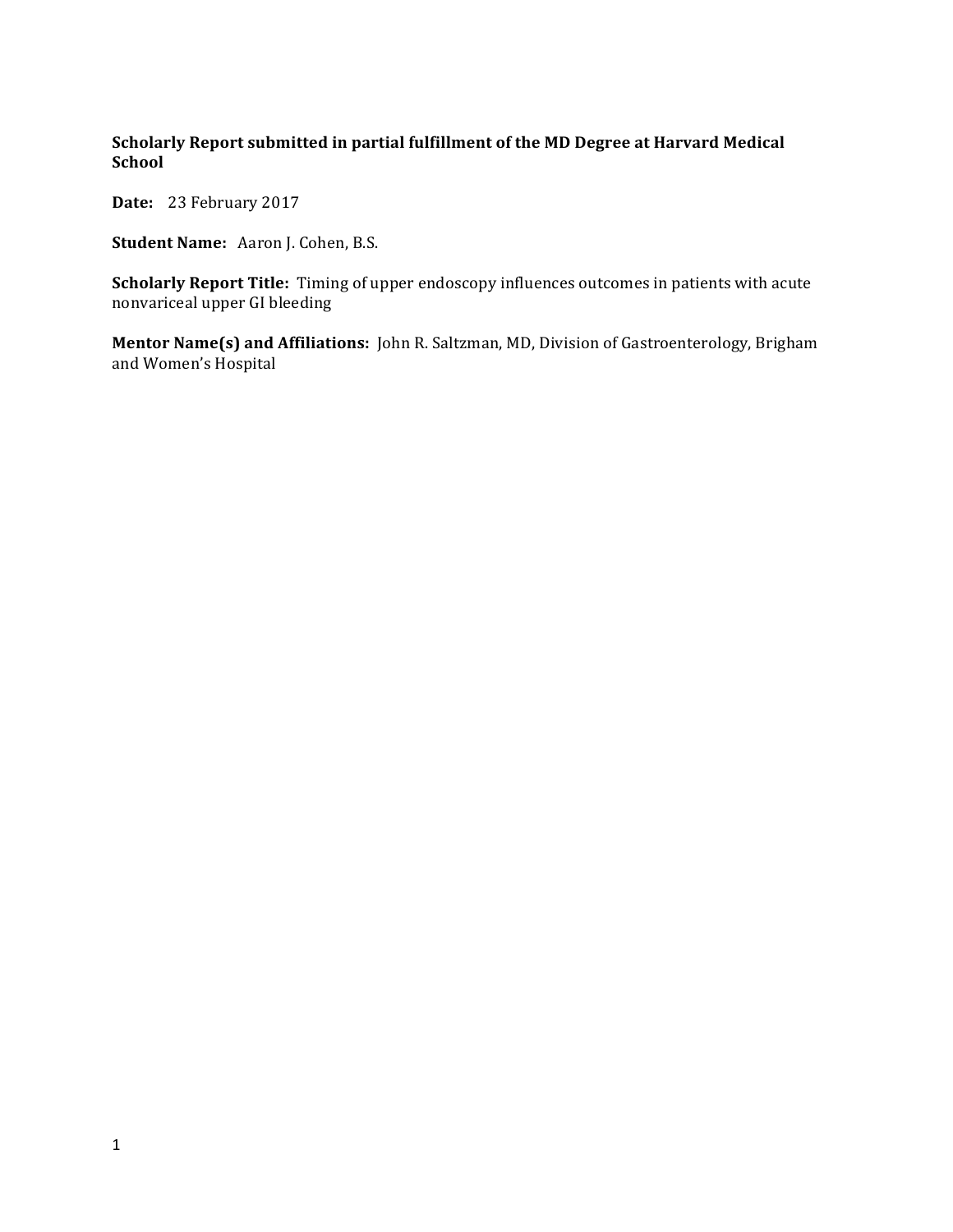**Scholarly Report submitted in partial fulfillment of the MD Degree at Harvard Medical School**

**Date:** 23 February 2017

**Student Name:** Aaron J. Cohen, B.S.

**Scholarly Report Title:** Timing of upper endoscopy influences outcomes in patients with acute nonvariceal upper GI bleeding

**Mentor Name(s) and Affiliations:** John R. Saltzman, MD, Division of Gastroenterology, Brigham and Women's Hospital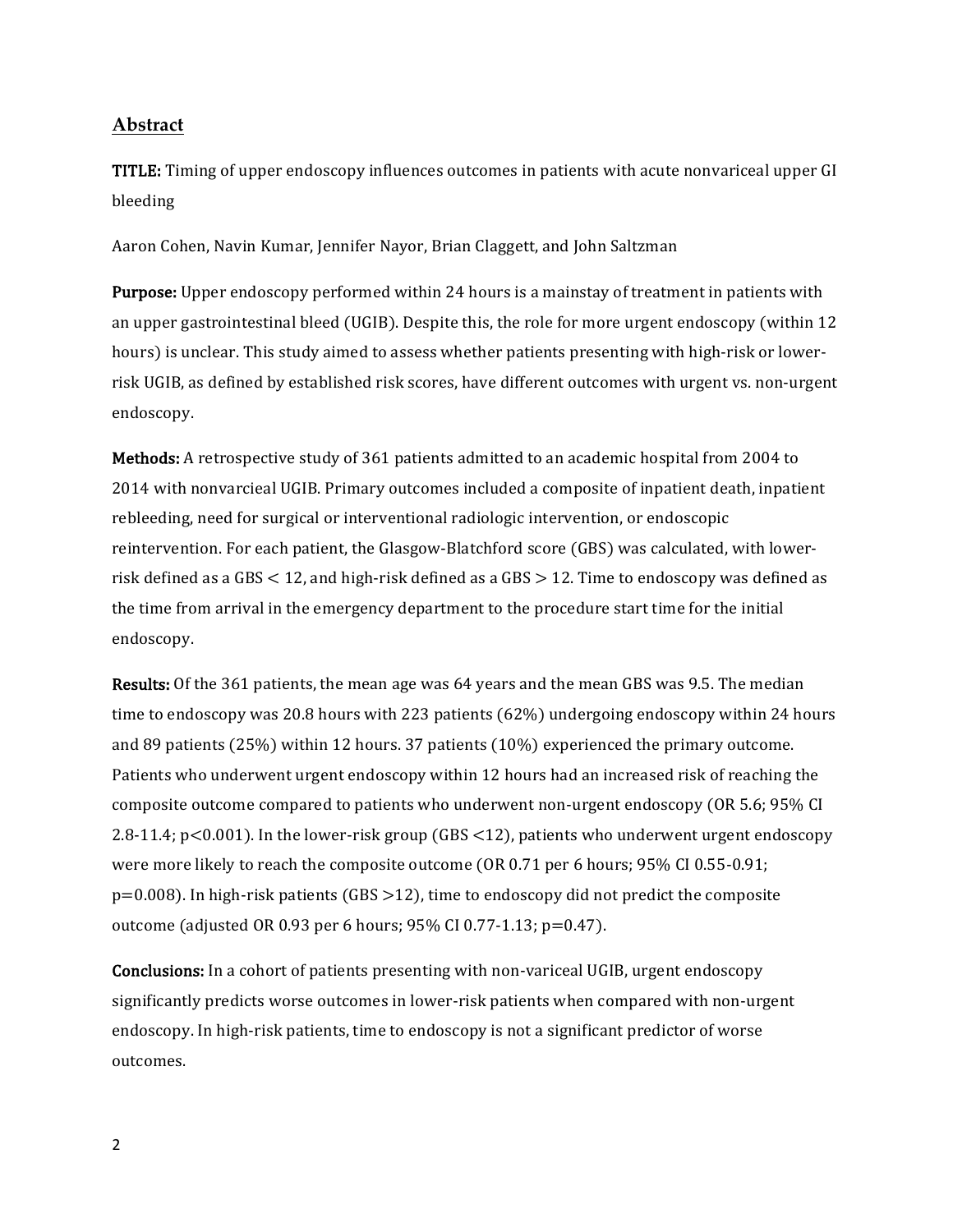## Abstract

**TITLE:** Timing of upper endoscopy influences outcomes in patients with acute nonvariceal upper GI bleeding

Aaron Cohen, Navin Kumar, Jennifer Nayor, Brian Claggett, and John Saltzman

**Purpose:** Upper endoscopy performed within 24 hours is a mainstay of treatment in patients with an upper gastrointestinal bleed (UGIB). Despite this, the role for more urgent endoscopy (within 12 hours) is unclear. This study aimed to assess whether patients presenting with high-risk or lower-risk UGIB, as defined by established risk scores, have different outcomes with urgent vs. non-urgent endoscopy.

**Methods:** A retrospective study of 361 patients admitted to an academic hospital from 2004 to 2014 with nonvarcieal UGIB. Primary outcomes included a composite of inpatient death, inpatient rebleeding, need for surgical or interventional radiologic intervention, or endoscopic reintervention. For each patient, the Glasgow-Blatchford score (GBS) was calculated, with lower-risk defined as a GBS $< 12$, and high-risk defined as a GBS $> 12$. Time to endoscopy was defined as the time from arrival in the emergency department to the procedure start time for the initial endoscopy.

**Results:** Of the 361 patients, the mean age was 64 years and the mean GBS was 9.5. The median time to endoscopy was 20.8 hours with 223 patients (62%) undergoing endoscopy within 24 hours and 89 patients (25%) within 12 hours. 37 patients (10%) experienced the primary outcome. Patients who underwent urgent endoscopy within 12 hours had an increased risk of reaching the composite outcome compared to patients who underwent non-urgent endoscopy (OR 5.6; 95% CI 2.8-11.4; $p<0.001$). In the lower-risk group (GBS $<12$), patients who underwent urgent endoscopy were more likely to reach the composite outcome (OR 0.71 per 6 hours; 95% CI 0.55-0.91; $p=0.008$). In high-risk patients (GBS $>12$), time to endoscopy did not predict the composite outcome (adjusted OR 0.93 per 6 hours; 95% CI 0.77-1.13; $p=0.47$).

**Conclusions:** In a cohort of patients presenting with non-variceal UGIB, urgent endoscopy significantly predicts worse outcomes in lower-risk patients when compared with non-urgent endoscopy. In high-risk patients, time to endoscopy is not a significant predictor of worse outcomes.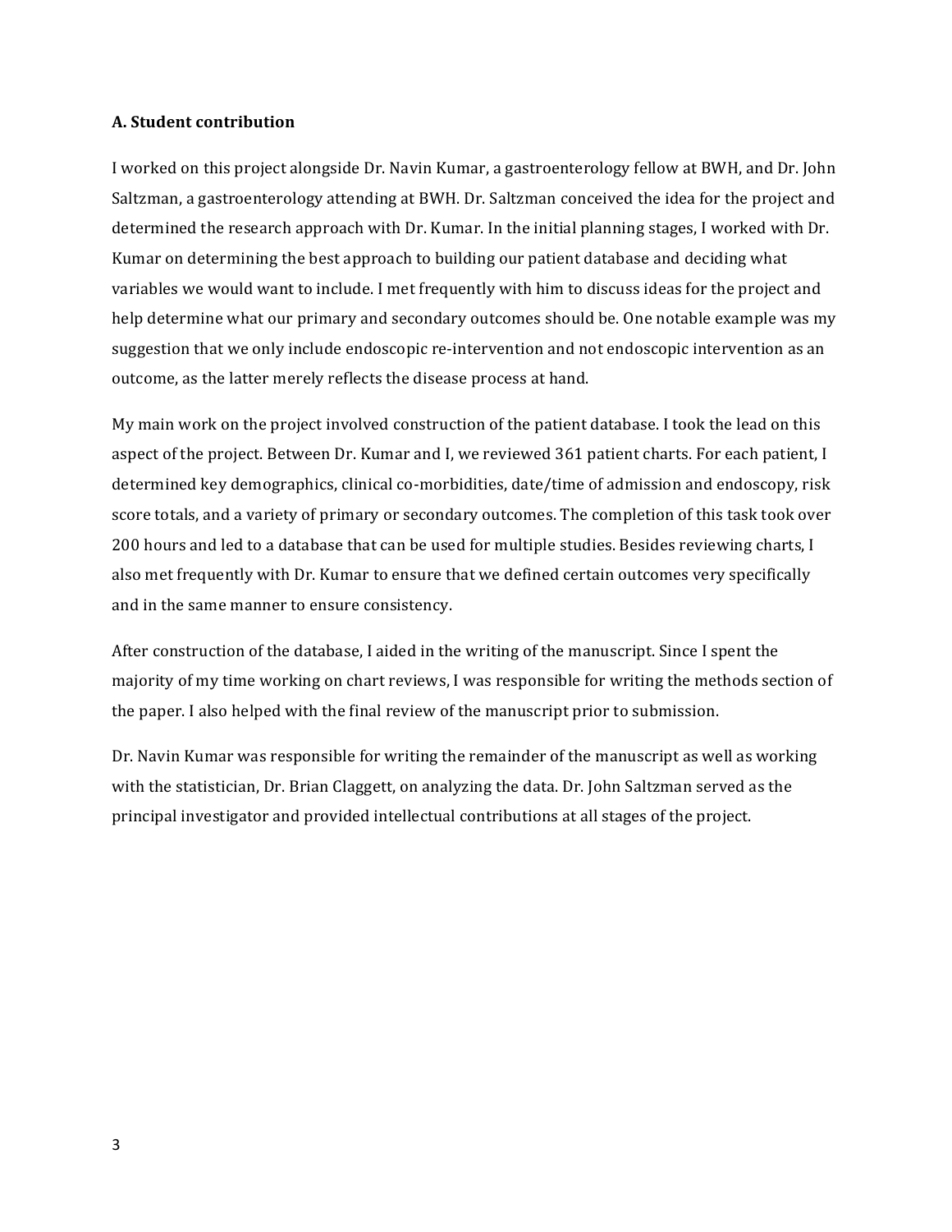### A. Student contribution

I worked on this project alongside Dr. Navin Kumar, a gastroenterology fellow at BWH, and Dr. John Saltzman, a gastroenterology attending at BWH. Dr. Saltzman conceived the idea for the project and determined the research approach with Dr. Kumar. In the initial planning stages, I worked with Dr. Kumar on determining the best approach to building our patient database and deciding what variables we would want to include. I met frequently with him to discuss ideas for the project and help determine what our primary and secondary outcomes should be. One notable example was my suggestion that we only include endoscopic re-intervention and not endoscopic intervention as an outcome, as the latter merely reflects the disease process at hand.

My main work on the project involved construction of the patient database. I took the lead on this aspect of the project. Between Dr. Kumar and I, we reviewed 361 patient charts. For each patient, I determined key demographics, clinical co-morbidities, date/time of admission and endoscopy, risk score totals, and a variety of primary or secondary outcomes. The completion of this task took over 200 hours and led to a database that can be used for multiple studies. Besides reviewing charts, I also met frequently with Dr. Kumar to ensure that we defined certain outcomes very specifically and in the same manner to ensure consistency.

After construction of the database, I aided in the writing of the manuscript. Since I spent the majority of my time working on chart reviews, I was responsible for writing the methods section of the paper. I also helped with the final review of the manuscript prior to submission.

Dr. Navin Kumar was responsible for writing the remainder of the manuscript as well as working with the statistician, Dr. Brian Claggett, on analyzing the data. Dr. John Saltzman served as the principal investigator and provided intellectual contributions at all stages of the project.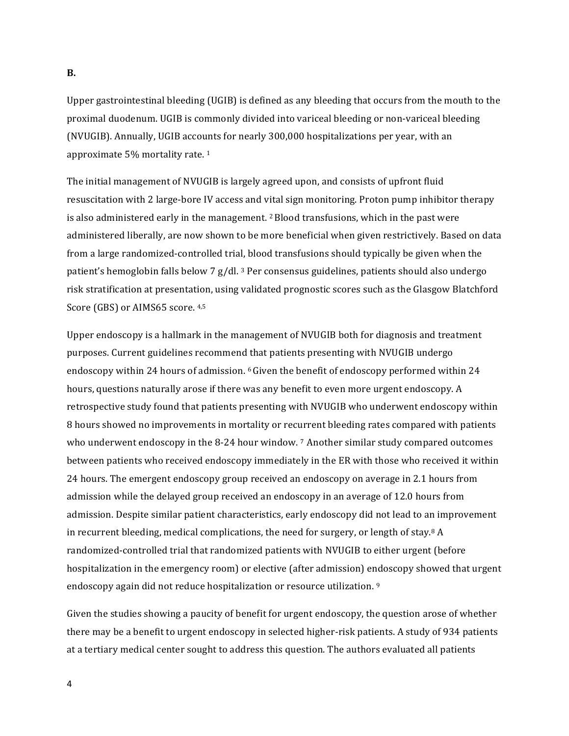**B.**

Upper gastrointestinal bleeding (UGIB) is defined as any bleeding that occurs from the mouth to the proximal duodenum. UGIB is commonly divided into variceal bleeding or non-variceal bleeding (NVUGIB). Annually, UGIB accounts for nearly 300,000 hospitalizations per year, with an approximate 5% mortality rate. [1]

The initial management of NVUGIB is largely agreed upon, and consists of upfront fluid resuscitation with 2 large-bore IV access and vital sign monitoring. Proton pump inhibitor therapy is also administered early in the management. [2] Blood transfusions, which in the past were administered liberally, are now shown to be more beneficial when given restrictively. Based on data from a large randomized-controlled trial, blood transfusions should typically be given when the patient's hemoglobin falls below 7 g/dl. [3] Per consensus guidelines, patients should also undergo risk stratification at presentation, using validated prognostic scores such as the Glasgow Blatchford Score (GBS) or AIMS65 score. [4,5]

Upper endoscopy is a hallmark in the management of NVUGIB both for diagnosis and treatment purposes. Current guidelines recommend that patients presenting with NVUGIB undergo endoscopy within 24 hours of admission. [6] Given the benefit of endoscopy performed within 24 hours, questions naturally arose if there was any benefit to even more urgent endoscopy. A retrospective study found that patients presenting with NVUGIB who underwent endoscopy within 8 hours showed no improvements in mortality or recurrent bleeding rates compared with patients who underwent endoscopy in the 8-24 hour window. [7] Another similar study compared outcomes between patients who received endoscopy immediately in the ER with those who received it within 24 hours. The emergent endoscopy group received an endoscopy on average in 2.1 hours from admission while the delayed group received an endoscopy in an average of 12.0 hours from admission. Despite similar patient characteristics, early endoscopy did not lead to an improvement in recurrent bleeding, medical complications, the need for surgery, or length of stay.[8] A randomized-controlled trial that randomized patients with NVUGIB to either urgent (before hospitalization in the emergency room) or elective (after admission) endoscopy showed that urgent endoscopy again did not reduce hospitalization or resource utilization. [9]

Given the studies showing a paucity of benefit for urgent endoscopy, the question arose of whether there may be a benefit to urgent endoscopy in selected higher-risk patients. A study of 934 patients at a tertiary medical center sought to address this question. The authors evaluated all patients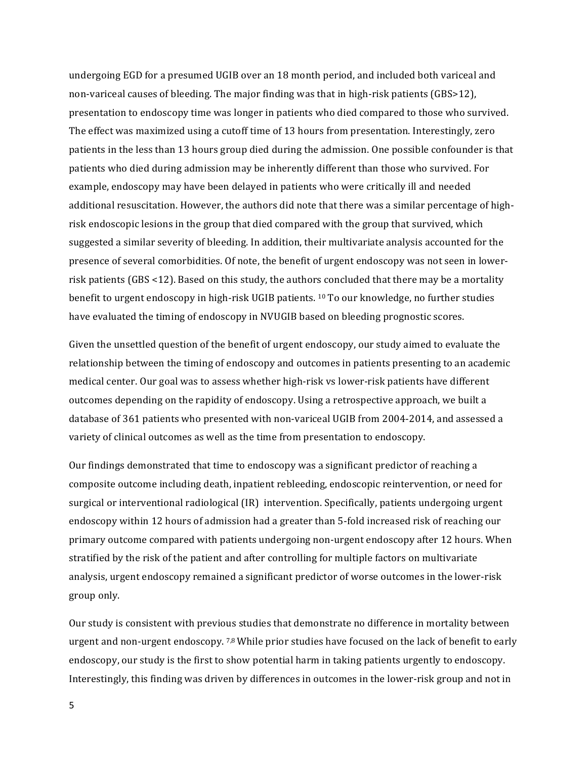undergoing EGD for a presumed UGIB over an 18 month period, and included both variceal and non-variceal causes of bleeding. The major finding was that in high-risk patients (GBS>12), presentation to endoscopy time was longer in patients who died compared to those who survived. The effect was maximized using a cutoff time of 13 hours from presentation. Interestingly, zero patients in the less than 13 hours group died during the admission. One possible confounder is that patients who died during admission may be inherently different than those who survived. For example, endoscopy may have been delayed in patients who were critically ill and needed additional resuscitation. However, the authors did note that there was a similar percentage of high-risk endoscopic lesions in the group that died compared with the group that survived, which suggested a similar severity of bleeding. In addition, their multivariate analysis accounted for the presence of several comorbidities. Of note, the benefit of urgent endoscopy was not seen in lower-risk patients (GBS <12). Based on this study, the authors concluded that there may be a mortality benefit to urgent endoscopy in high-risk UGIB patients. [10] To our knowledge, no further studies have evaluated the timing of endoscopy in NVUGIB based on bleeding prognostic scores.

Given the unsettled question of the benefit of urgent endoscopy, our study aimed to evaluate the relationship between the timing of endoscopy and outcomes in patients presenting to an academic medical center. Our goal was to assess whether high-risk vs lower-risk patients have different outcomes depending on the rapidity of endoscopy. Using a retrospective approach, we built a database of 361 patients who presented with non-variceal UGIB from 2004-2014, and assessed a variety of clinical outcomes as well as the time from presentation to endoscopy.

Our findings demonstrated that time to endoscopy was a significant predictor of reaching a composite outcome including death, inpatient rebleeding, endoscopic reintervention, or need for surgical or interventional radiological (IR) intervention. Specifically, patients undergoing urgent endoscopy within 12 hours of admission had a greater than 5-fold increased risk of reaching our primary outcome compared with patients undergoing non-urgent endoscopy after 12 hours. When stratified by the risk of the patient and after controlling for multiple factors on multivariate analysis, urgent endoscopy remained a significant predictor of worse outcomes in the lower-risk group only.

Our study is consistent with previous studies that demonstrate no difference in mortality between urgent and non-urgent endoscopy. [7,8] While prior studies have focused on the lack of benefit to early endoscopy, our study is the first to show potential harm in taking patients urgently to endoscopy. Interestingly, this finding was driven by differences in outcomes in the lower-risk group and not in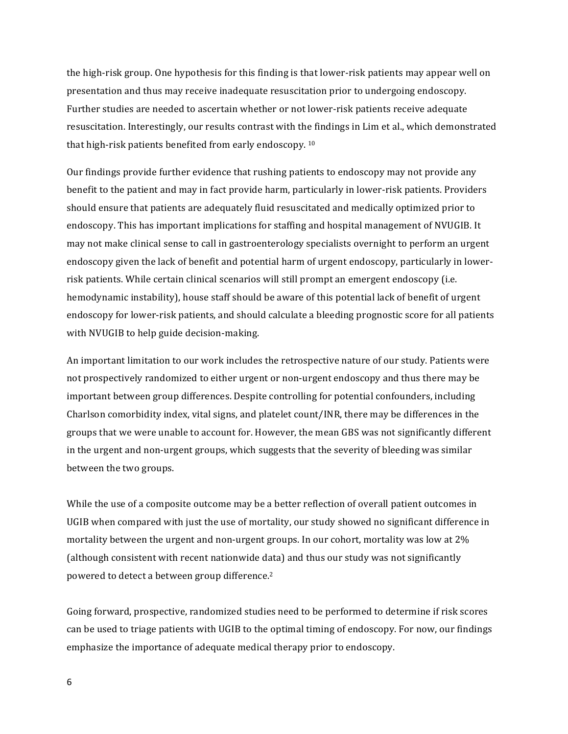the high-risk group. One hypothesis for this finding is that lower-risk patients may appear well on presentation and thus may receive inadequate resuscitation prior to undergoing endoscopy. Further studies are needed to ascertain whether or not lower-risk patients receive adequate resuscitation. Interestingly, our results contrast with the findings in Lim et al., which demonstrated that high-risk patients benefited from early endoscopy. [10]

Our findings provide further evidence that rushing patients to endoscopy may not provide any benefit to the patient and may in fact provide harm, particularly in lower-risk patients. Providers should ensure that patients are adequately fluid resuscitated and medically optimized prior to endoscopy. This has important implications for staffing and hospital management of NVUGIB. It may not make clinical sense to call in gastroenterology specialists overnight to perform an urgent endoscopy given the lack of benefit and potential harm of urgent endoscopy, particularly in lower-risk patients. While certain clinical scenarios will still prompt an emergent endoscopy (i.e. hemodynamic instability), house staff should be aware of this potential lack of benefit of urgent endoscopy for lower-risk patients, and should calculate a bleeding prognostic score for all patients with NVUGIB to help guide decision-making.

An important limitation to our work includes the retrospective nature of our study. Patients were not prospectively randomized to either urgent or non-urgent endoscopy and thus there may be important between group differences. Despite controlling for potential confounders, including Charlson comorbidity index, vital signs, and platelet count/INR, there may be differences in the groups that we were unable to account for. However, the mean GBS was not significantly different in the urgent and non-urgent groups, which suggests that the severity of bleeding was similar between the two groups.

While the use of a composite outcome may be a better reflection of overall patient outcomes in UGIB when compared with just the use of mortality, our study showed no significant difference in mortality between the urgent and non-urgent groups. In our cohort, mortality was low at 2% (although consistent with recent nationwide data) and thus our study was not significantly powered to detect a between group difference.[2]

Going forward, prospective, randomized studies need to be performed to determine if risk scores can be used to triage patients with UGIB to the optimal timing of endoscopy. For now, our findings emphasize the importance of adequate medical therapy prior to endoscopy.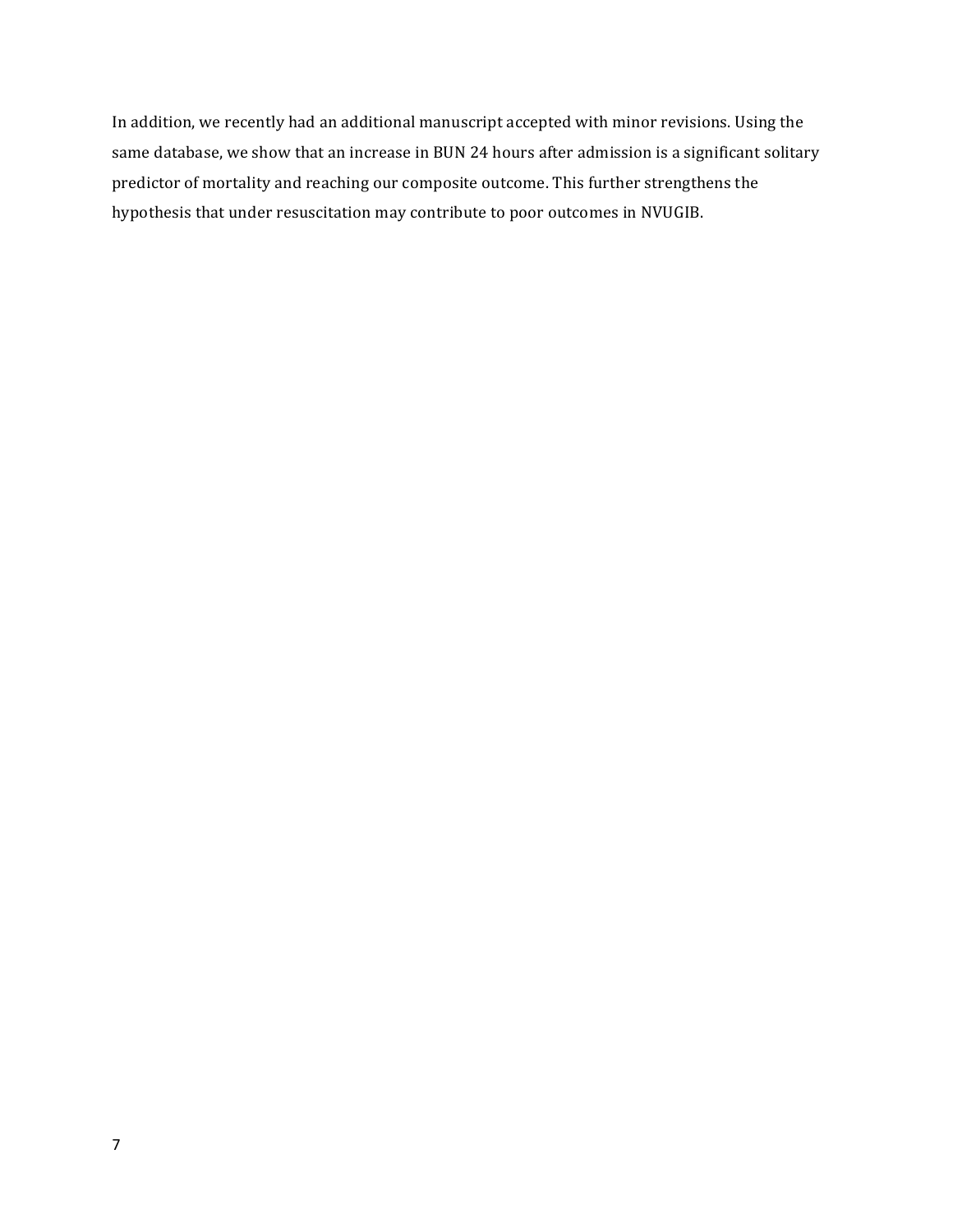In addition, we recently had an additional manuscript accepted with minor revisions. Using the same database, we show that an increase in BUN 24 hours after admission is a significant solitary predictor of mortality and reaching our composite outcome. This further strengthens the hypothesis that under resuscitation may contribute to poor outcomes in NVUGIB.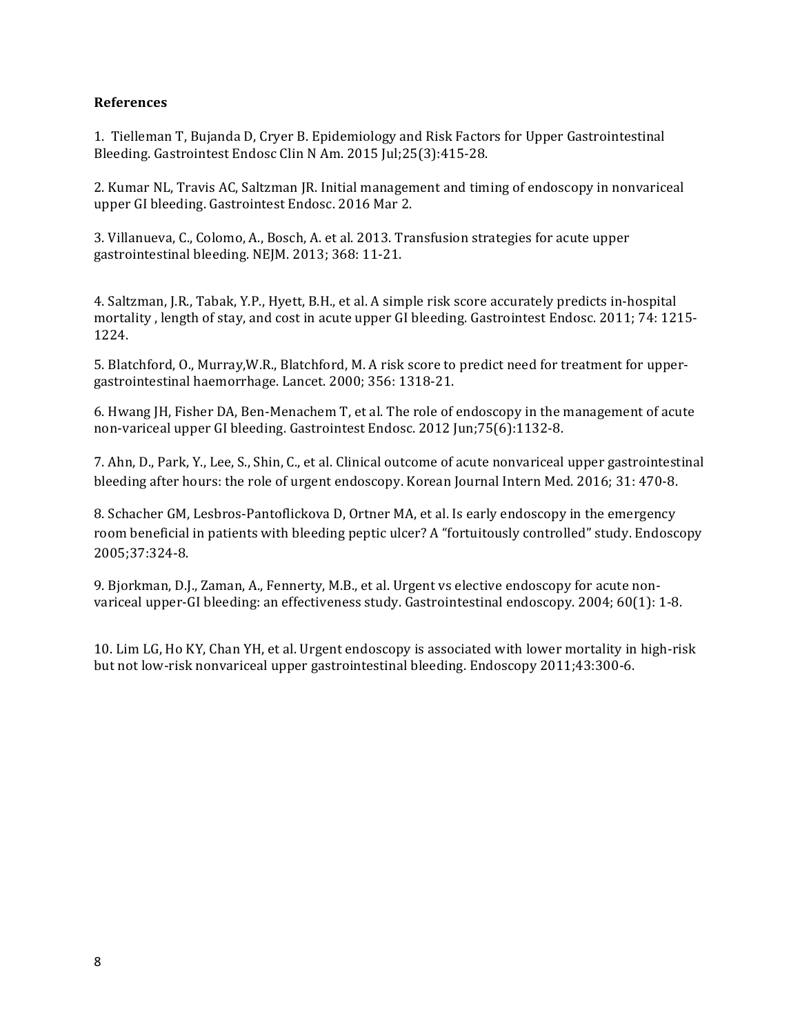**References**

1. Tielleman T, Bujanda D, Cryer B. Epidemiology and Risk Factors for Upper Gastrointestinal Bleeding. Gastrointest Endosc Clin N Am. 2015 Jul;25(3):415-28.

2. Kumar NL, Travis AC, Saltzman JR. Initial management and timing of endoscopy in nonvariceal upper GI bleeding. Gastrointest Endosc. 2016 Mar 2.

3. Villanueva, C., Colomo, A., Bosch, A. et al. 2013. Transfusion strategies for acute upper gastrointestinal bleeding. NEJM. 2013; 368: 11-21.

4. Saltzman, J.R., Tabak, Y.P., Hyett, B.H., et al. A simple risk score accurately predicts in-hospital mortality , length of stay, and cost in acute upper GI bleeding. Gastrointest Endosc. 2011; 74: 1215-1224.

5. Blatchford, O., Murray,W.R., Blatchford, M. A risk score to predict need for treatment for upper-gastrointestinal haemorrhage. Lancet. 2000; 356: 1318-21.

6. Hwang JH, Fisher DA, Ben-Menachem T, et al. The role of endoscopy in the management of acute non-variceal upper GI bleeding. Gastrointest Endosc. 2012 Jun;75(6):1132-8.

7. Ahn, D., Park, Y., Lee, S., Shin, C., et al. Clinical outcome of acute nonvariceal upper gastrointestinal bleeding after hours: the role of urgent endoscopy. Korean Journal Intern Med. 2016; 31: 470-8.

8. Schacher GM, Lesbros-Pantoflickova D, Ortner MA, et al. Is early endoscopy in the emergency room beneficial in patients with bleeding peptic ulcer? A "fortuitously controlled" study. Endoscopy 2005;37:324-8.

9. Bjorkman, D.J., Zaman, A., Fennerty, M.B., et al. Urgent vs elective endoscopy for acute non-variceal upper-GI bleeding: an effectiveness study. Gastrointestinal endoscopy. 2004; 60(1): 1-8.

10. Lim LG, Ho KY, Chan YH, et al. Urgent endoscopy is associated with lower mortality in high-risk but not low-risk nonvariceal upper gastrointestinal bleeding. Endoscopy 2011;43:300-6.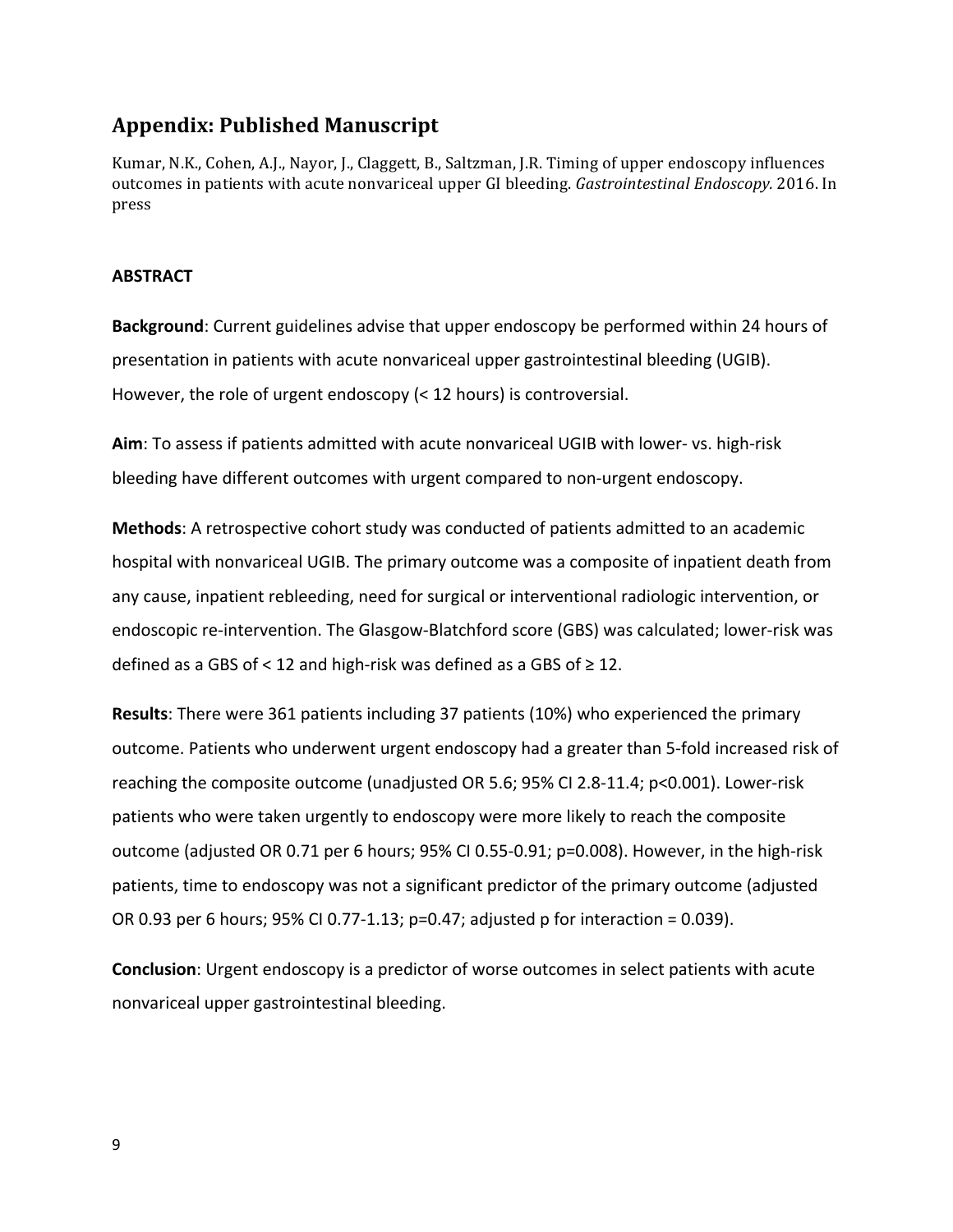## Appendix: Published Manuscript

Kumar, N.K., Cohen, A.J., Nayor, J., Claggett, B., Saltzman, J.R. Timing of upper endoscopy influences outcomes in patients with acute nonvariceal upper GI bleeding. *Gastrointestinal Endoscopy.* 2016. In press

**ABSTRACT**

**Background**: Current guidelines advise that upper endoscopy be performed within 24 hours of presentation in patients with acute nonvariceal upper gastrointestinal bleeding (UGIB). However, the role of urgent endoscopy (< 12 hours) is controversial.

**Aim**: To assess if patients admitted with acute nonvariceal UGIB with lower- vs. high-risk bleeding have different outcomes with urgent compared to non-urgent endoscopy.

**Methods**: A retrospective cohort study was conducted of patients admitted to an academic hospital with nonvariceal UGIB. The primary outcome was a composite of inpatient death from any cause, inpatient rebleeding, need for surgical or interventional radiologic intervention, or endoscopic re-intervention. The Glasgow-Blatchford score (GBS) was calculated; lower-risk was defined as a GBS of < 12 and high-risk was defined as a GBS of ≥ 12.

**Results**: There were 361 patients including 37 patients (10%) who experienced the primary outcome. Patients who underwent urgent endoscopy had a greater than 5-fold increased risk of reaching the composite outcome (unadjusted OR 5.6; 95% CI 2.8-11.4; $p<0.001$). Lower-risk patients who were taken urgently to endoscopy were more likely to reach the composite outcome (adjusted OR 0.71 per 6 hours; 95% CI 0.55-0.91; $p=0.008$). However, in the high-risk patients, time to endoscopy was not a significant predictor of the primary outcome (adjusted OR 0.93 per 6 hours; 95% CI 0.77-1.13; $p=0.47$; adjusted p for interaction = 0.039).

**Conclusion**: Urgent endoscopy is a predictor of worse outcomes in select patients with acute nonvariceal upper gastrointestinal bleeding.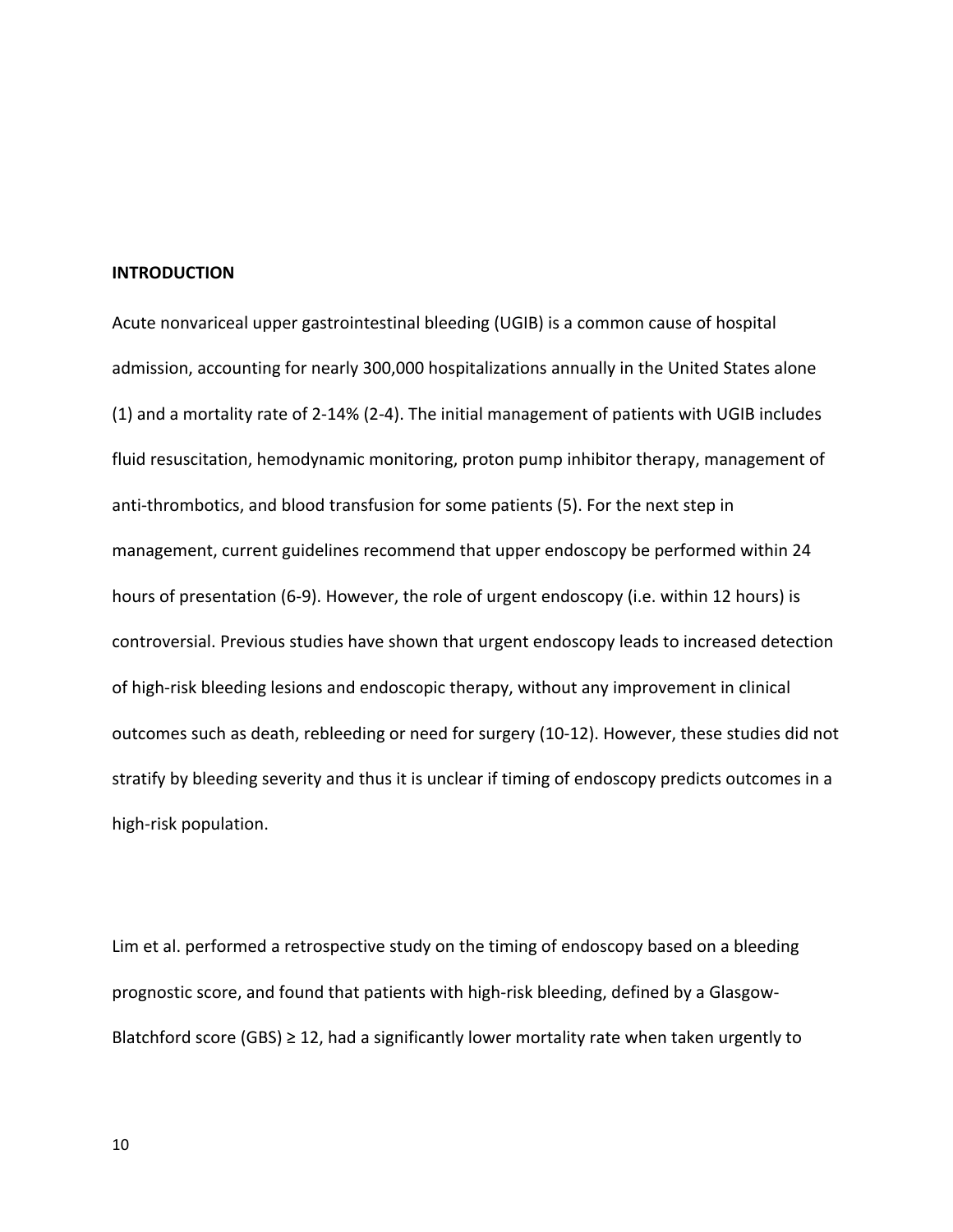## INTRODUCTION

Acute nonvariceal upper gastrointestinal bleeding (UGIB) is a common cause of hospital admission, accounting for nearly 300,000 hospitalizations annually in the United States alone (1) and a mortality rate of 2-14% (2-4). The initial management of patients with UGIB includes fluid resuscitation, hemodynamic monitoring, proton pump inhibitor therapy, management of anti-thrombotics, and blood transfusion for some patients (5). For the next step in management, current guidelines recommend that upper endoscopy be performed within 24 hours of presentation (6-9). However, the role of urgent endoscopy (i.e. within 12 hours) is controversial. Previous studies have shown that urgent endoscopy leads to increased detection of high-risk bleeding lesions and endoscopic therapy, without any improvement in clinical outcomes such as death, rebleeding or need for surgery (10-12). However, these studies did not stratify by bleeding severity and thus it is unclear if timing of endoscopy predicts outcomes in a high-risk population.

Lim et al. performed a retrospective study on the timing of endoscopy based on a bleeding prognostic score, and found that patients with high-risk bleeding, defined by a Glasgow-Blatchford score (GBS) ≥ 12, had a significantly lower mortality rate when taken urgently to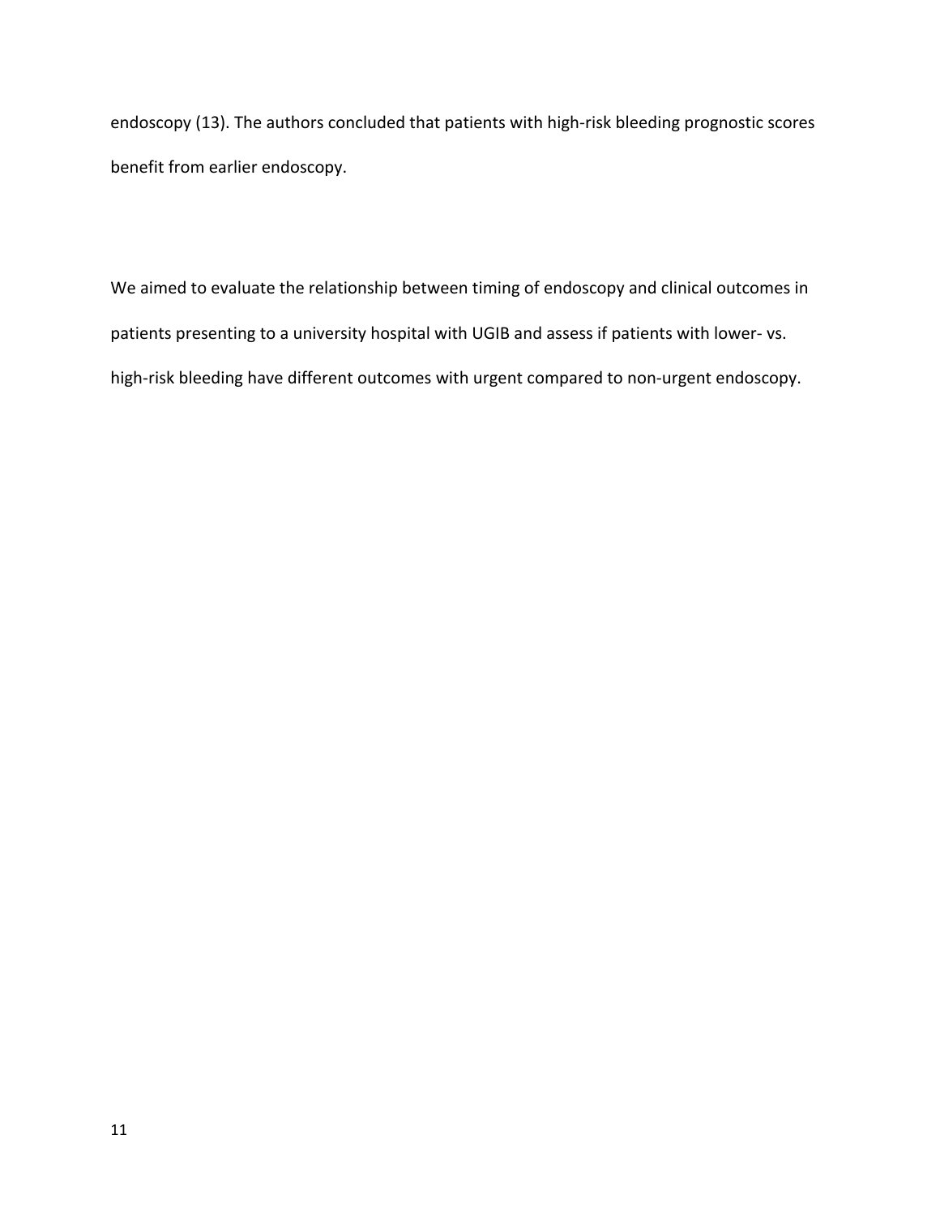endoscopy (13). The authors concluded that patients with high-risk bleeding prognostic scores benefit from earlier endoscopy.

We aimed to evaluate the relationship between timing of endoscopy and clinical outcomes in patients presenting to a university hospital with UGIB and assess if patients with lower- vs. high-risk bleeding have different outcomes with urgent compared to non-urgent endoscopy.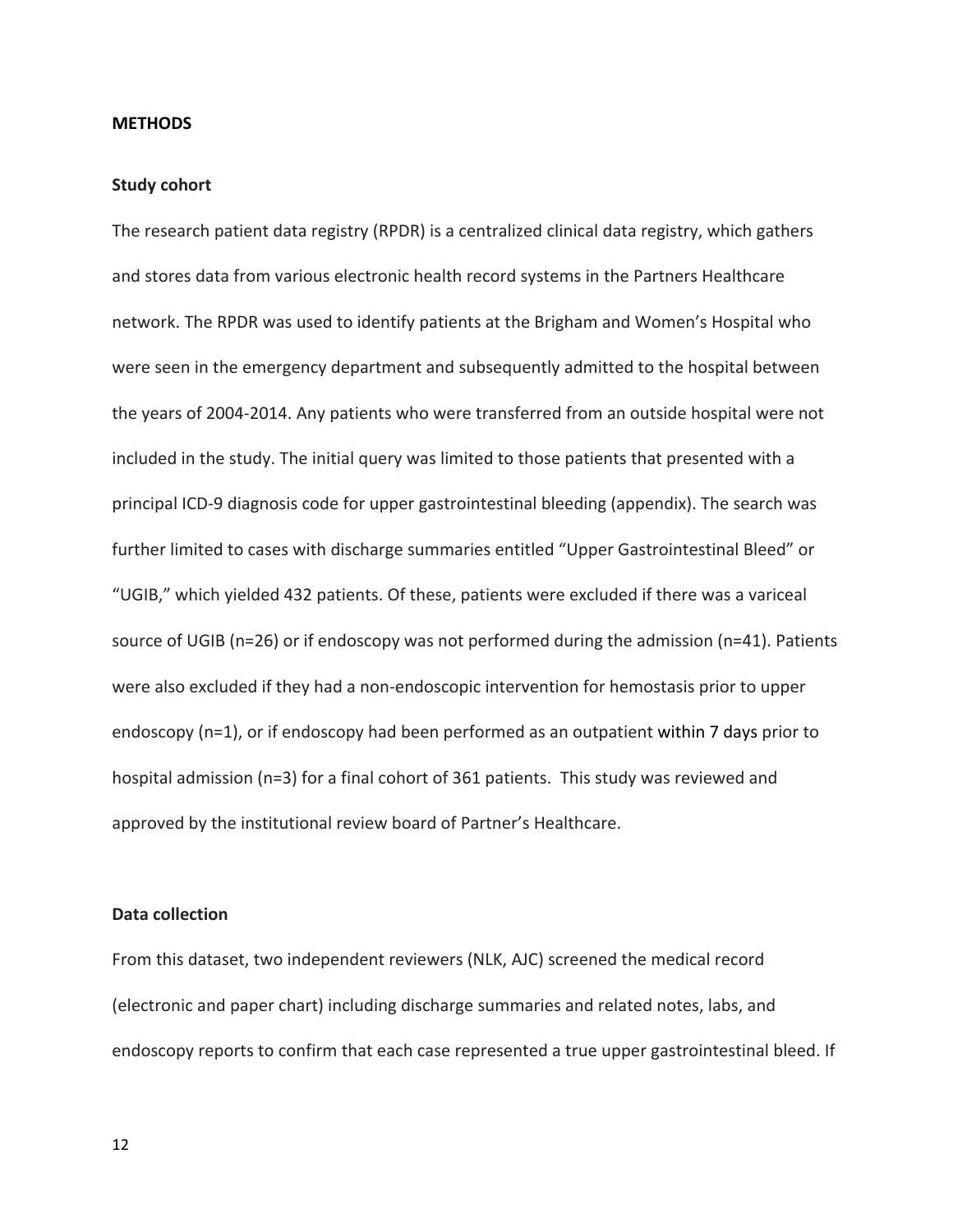## METHODS

### Study cohort

The research patient data registry (RPDR) is a centralized clinical data registry, which gathers and stores data from various electronic health record systems in the Partners Healthcare network. The RPDR was used to identify patients at the Brigham and Women's Hospital who were seen in the emergency department and subsequently admitted to the hospital between the years of 2004-2014. Any patients who were transferred from an outside hospital were not included in the study. The initial query was limited to those patients that presented with a principal ICD-9 diagnosis code for upper gastrointestinal bleeding (appendix). The search was further limited to cases with discharge summaries entitled "Upper Gastrointestinal Bleed" or "UGIB," which yielded 432 patients. Of these, patients were excluded if there was a variceal source of UGIB (n=26) or if endoscopy was not performed during the admission (n=41). Patients were also excluded if they had a non-endoscopic intervention for hemostasis prior to upper endoscopy (n=1), or if endoscopy had been performed as an outpatient within 7 days prior to hospital admission (n=3) for a final cohort of 361 patients. This study was reviewed and approved by the institutional review board of Partner's Healthcare.

### Data collection

From this dataset, two independent reviewers (NLK, AJC) screened the medical record (electronic and paper chart) including discharge summaries and related notes, labs, and endoscopy reports to confirm that each case represented a true upper gastrointestinal bleed. If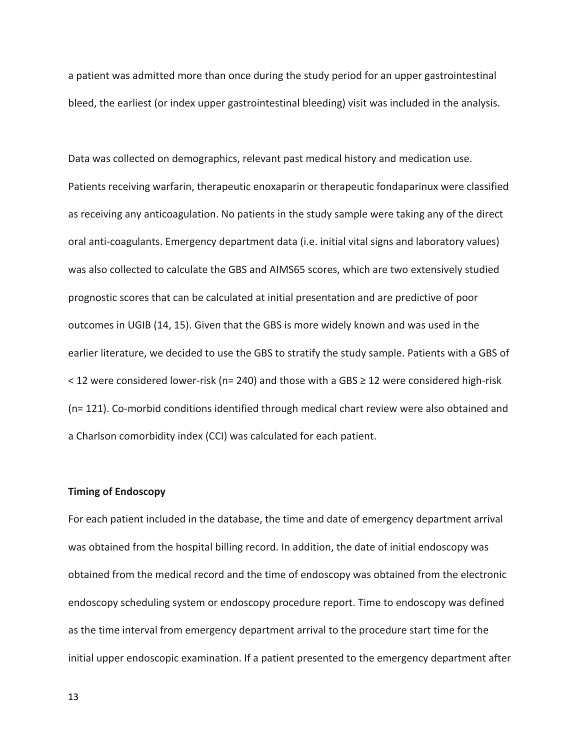a patient was admitted more than once during the study period for an upper gastrointestinal bleed, the earliest (or index upper gastrointestinal bleeding) visit was included in the analysis.

Data was collected on demographics, relevant past medical history and medication use. Patients receiving warfarin, therapeutic enoxaparin or therapeutic fondaparinux were classified as receiving any anticoagulation. No patients in the study sample were taking any of the direct oral anti-coagulants. Emergency department data (i.e. initial vital signs and laboratory values) was also collected to calculate the GBS and AIMS65 scores, which are two extensively studied prognostic scores that can be calculated at initial presentation and are predictive of poor outcomes in UGIB (14, 15). Given that the GBS is more widely known and was used in the earlier literature, we decided to use the GBS to stratify the study sample. Patients with a GBS of < 12 were considered lower-risk (n= 240) and those with a GBS ≥ 12 were considered high-risk (n= 121). Co-morbid conditions identified through medical chart review were also obtained and a Charlson comorbidity index (CCI) was calculated for each patient.

**Timing of Endoscopy**

For each patient included in the database, the time and date of emergency department arrival was obtained from the hospital billing record. In addition, the date of initial endoscopy was obtained from the medical record and the time of endoscopy was obtained from the electronic endoscopy scheduling system or endoscopy procedure report. Time to endoscopy was defined as the time interval from emergency department arrival to the procedure start time for the initial upper endoscopic examination. If a patient presented to the emergency department after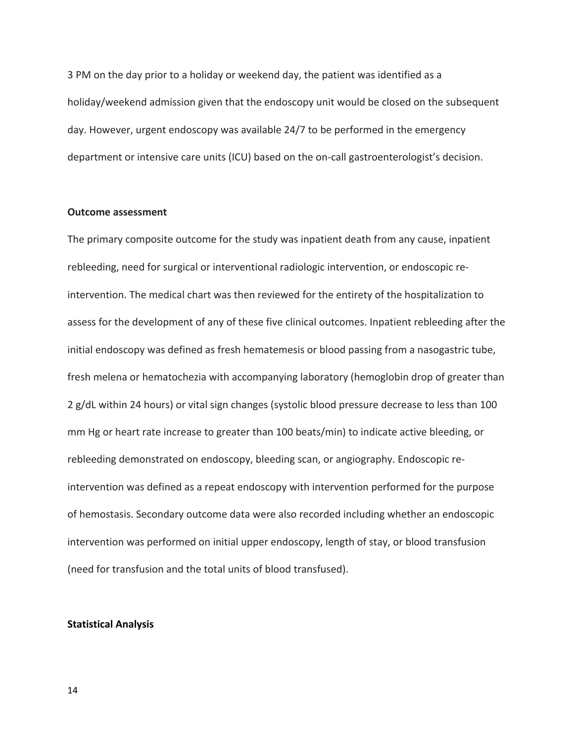3 PM on the day prior to a holiday or weekend day, the patient was identified as a holiday/weekend admission given that the endoscopy unit would be closed on the subsequent day. However, urgent endoscopy was available 24/7 to be performed in the emergency department or intensive care units (ICU) based on the on-call gastroenterologist's decision.

**Outcome assessment**

The primary composite outcome for the study was inpatient death from any cause, inpatient rebleeding, need for surgical or interventional radiologic intervention, or endoscopic re-intervention. The medical chart was then reviewed for the entirety of the hospitalization to assess for the development of any of these five clinical outcomes. Inpatient rebleeding after the initial endoscopy was defined as fresh hematemesis or blood passing from a nasogastric tube, fresh melena or hematochezia with accompanying laboratory (hemoglobin drop of greater than 2 g/dL within 24 hours) or vital sign changes (systolic blood pressure decrease to less than 100 mm Hg or heart rate increase to greater than 100 beats/min) to indicate active bleeding, or rebleeding demonstrated on endoscopy, bleeding scan, or angiography. Endoscopic re-intervention was defined as a repeat endoscopy with intervention performed for the purpose of hemostasis. Secondary outcome data were also recorded including whether an endoscopic intervention was performed on initial upper endoscopy, length of stay, or blood transfusion (need for transfusion and the total units of blood transfused).

**Statistical Analysis**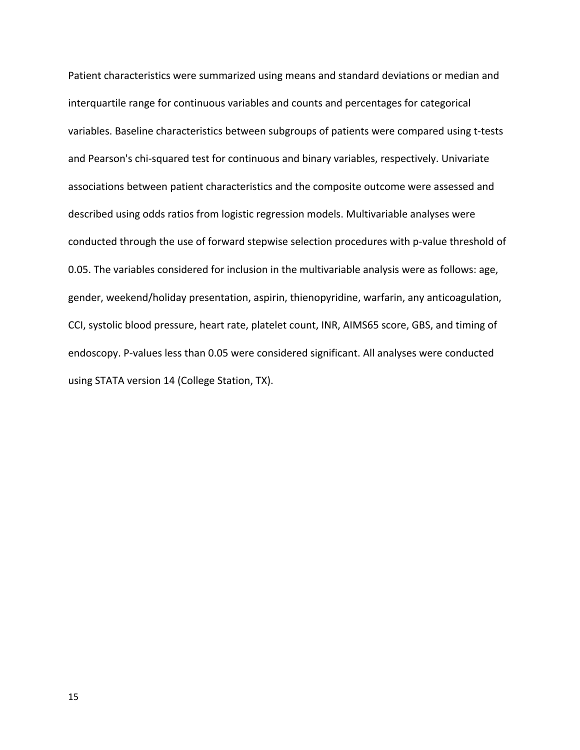Patient characteristics were summarized using means and standard deviations or median and interquartile range for continuous variables and counts and percentages for categorical variables. Baseline characteristics between subgroups of patients were compared using t-tests and Pearson's chi-squared test for continuous and binary variables, respectively. Univariate associations between patient characteristics and the composite outcome were assessed and described using odds ratios from logistic regression models. Multivariable analyses were conducted through the use of forward stepwise selection procedures with p-value threshold of 0.05. The variables considered for inclusion in the multivariable analysis were as follows: age, gender, weekend/holiday presentation, aspirin, thienopyridine, warfarin, any anticoagulation, CCI, systolic blood pressure, heart rate, platelet count, INR, AIMS65 score, GBS, and timing of endoscopy. P-values less than 0.05 were considered significant. All analyses were conducted using STATA version 14 (College Station, TX).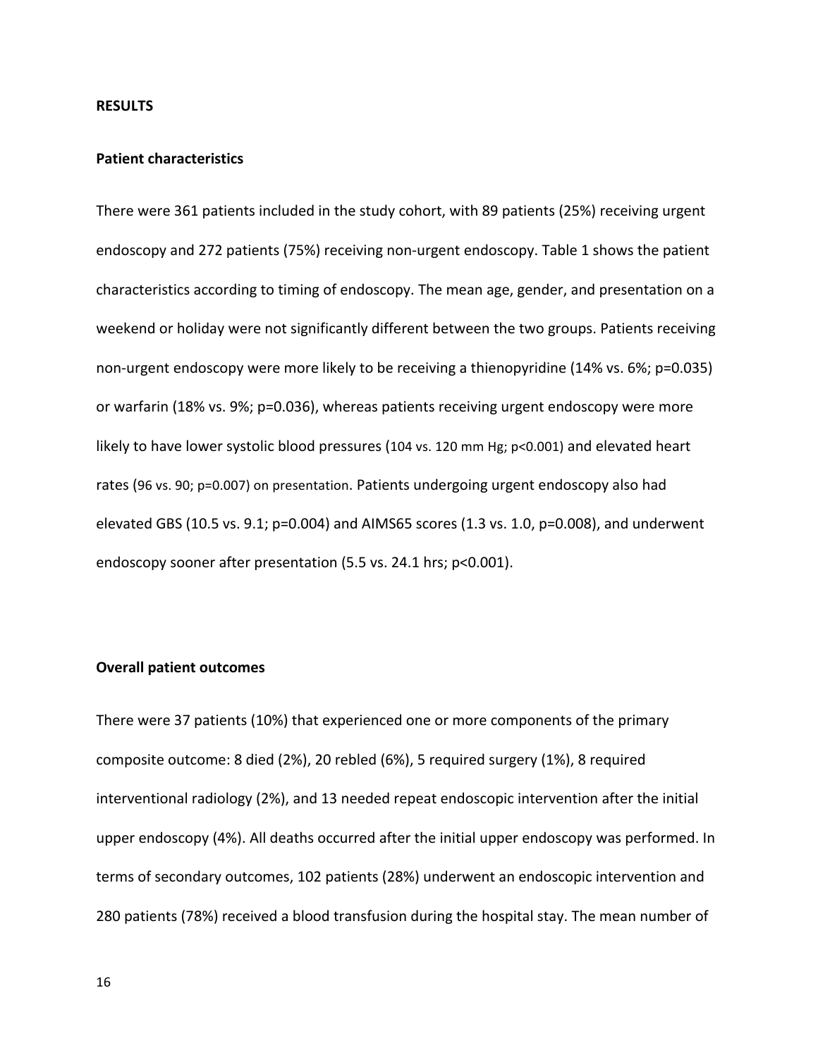**RESULTS**

**Patient characteristics**

There were 361 patients included in the study cohort, with 89 patients (25%) receiving urgent endoscopy and 272 patients (75%) receiving non-urgent endoscopy. Table 1 shows the patient characteristics according to timing of endoscopy. The mean age, gender, and presentation on a weekend or holiday were not significantly different between the two groups. Patients receiving non-urgent endoscopy were more likely to be receiving a thienopyridine (14% vs. 6%; p=0.035) or warfarin (18% vs. 9%; p=0.036), whereas patients receiving urgent endoscopy were more likely to have lower systolic blood pressures (104 vs. 120 mm Hg; p<0.001) and elevated heart rates (96 vs. 90; p=0.007) on presentation. Patients undergoing urgent endoscopy also had elevated GBS (10.5 vs. 9.1; p=0.004) and AIMS65 scores (1.3 vs. 1.0, p=0.008), and underwent endoscopy sooner after presentation (5.5 vs. 24.1 hrs; p<0.001).

**Overall patient outcomes**

There were 37 patients (10%) that experienced one or more components of the primary composite outcome: 8 died (2%), 20 rebled (6%), 5 required surgery (1%), 8 required interventional radiology (2%), and 13 needed repeat endoscopic intervention after the initial upper endoscopy (4%). All deaths occurred after the initial upper endoscopy was performed. In terms of secondary outcomes, 102 patients (28%) underwent an endoscopic intervention and 280 patients (78%) received a blood transfusion during the hospital stay. The mean number of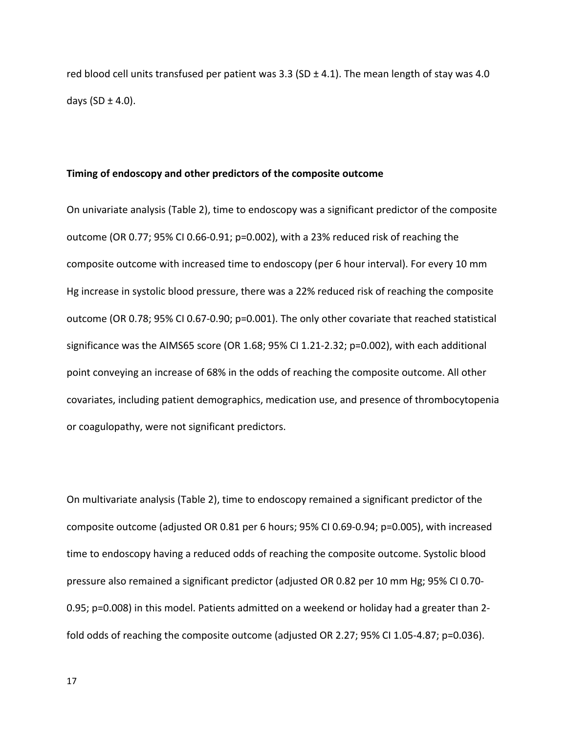red blood cell units transfused per patient was 3.3 (SD ± 4.1). The mean length of stay was 4.0 days (SD ± 4.0).

**Timing of endoscopy and other predictors of the composite outcome**

On univariate analysis (Table 2), time to endoscopy was a significant predictor of the composite outcome (OR 0.77; 95% CI 0.66-0.91; p=0.002), with a 23% reduced risk of reaching the composite outcome with increased time to endoscopy (per 6 hour interval). For every 10 mm Hg increase in systolic blood pressure, there was a 22% reduced risk of reaching the composite outcome (OR 0.78; 95% CI 0.67-0.90; p=0.001). The only other covariate that reached statistical significance was the AIMS65 score (OR 1.68; 95% CI 1.21-2.32; p=0.002), with each additional point conveying an increase of 68% in the odds of reaching the composite outcome. All other covariates, including patient demographics, medication use, and presence of thrombocytopenia or coagulopathy, were not significant predictors.

On multivariate analysis (Table 2), time to endoscopy remained a significant predictor of the composite outcome (adjusted OR 0.81 per 6 hours; 95% CI 0.69-0.94; p=0.005), with increased time to endoscopy having a reduced odds of reaching the composite outcome. Systolic blood pressure also remained a significant predictor (adjusted OR 0.82 per 10 mm Hg; 95% CI 0.70-0.95; p=0.008) in this model. Patients admitted on a weekend or holiday had a greater than 2-fold odds of reaching the composite outcome (adjusted OR 2.27; 95% CI 1.05-4.87; p=0.036).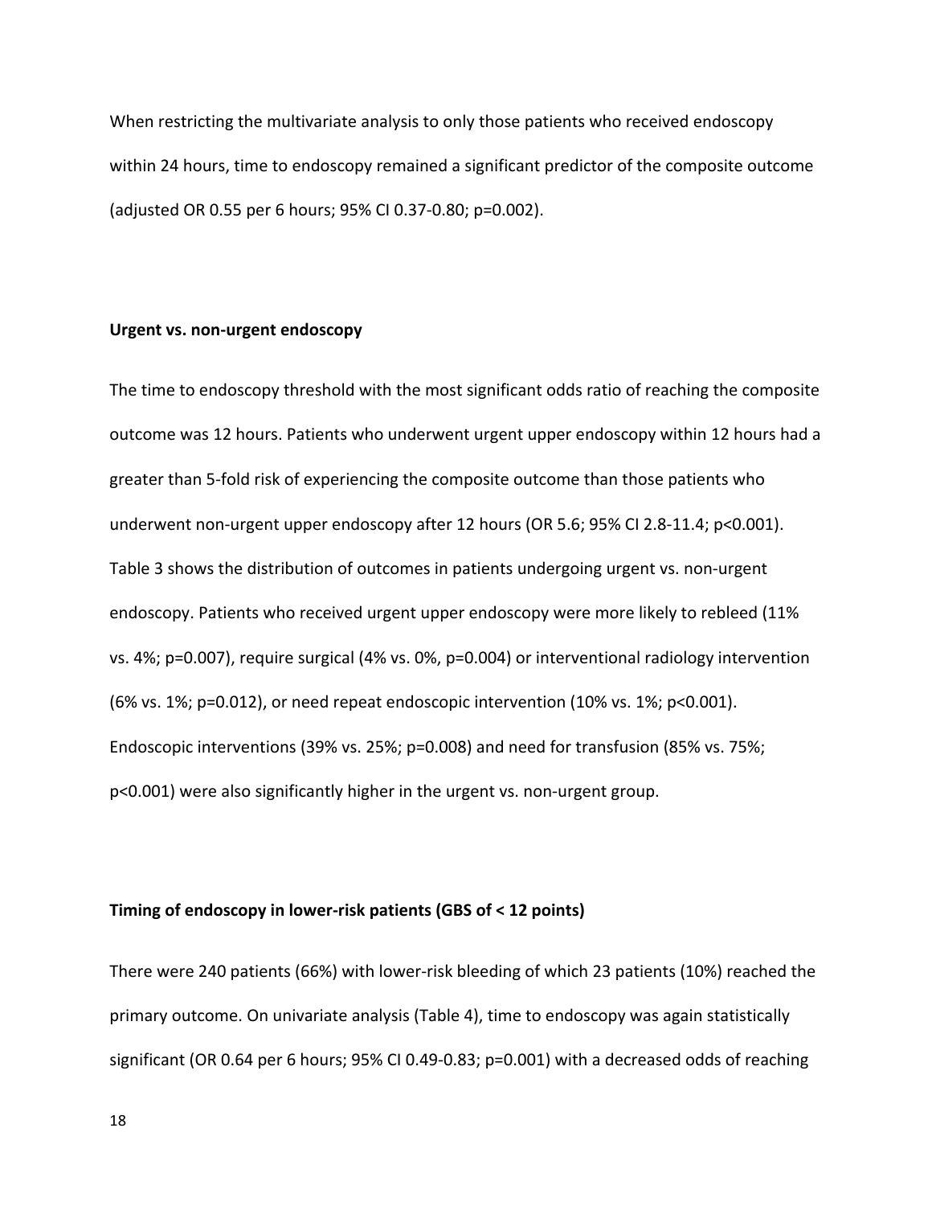When restricting the multivariate analysis to only those patients who received endoscopy within 24 hours, time to endoscopy remained a significant predictor of the composite outcome (adjusted OR 0.55 per 6 hours; 95% CI 0.37-0.80; p=0.002).

### Urgent vs. non-urgent endoscopy

The time to endoscopy threshold with the most significant odds ratio of reaching the composite outcome was 12 hours. Patients who underwent urgent upper endoscopy within 12 hours had a greater than 5-fold risk of experiencing the composite outcome than those patients who underwent non-urgent upper endoscopy after 12 hours (OR 5.6; 95% CI 2.8-11.4; p<0.001). Table 3 shows the distribution of outcomes in patients undergoing urgent vs. non-urgent endoscopy. Patients who received urgent upper endoscopy were more likely to rebleed (11% vs. 4%; p=0.007), require surgical (4% vs. 0%, p=0.004) or interventional radiology intervention (6% vs. 1%; p=0.012), or need repeat endoscopic intervention (10% vs. 1%; p<0.001). Endoscopic interventions (39% vs. 25%; p=0.008) and need for transfusion (85% vs. 75%; p<0.001) were also significantly higher in the urgent vs. non-urgent group.

### Timing of endoscopy in lower-risk patients (GBS of < 12 points)

There were 240 patients (66%) with lower-risk bleeding of which 23 patients (10%) reached the primary outcome. On univariate analysis (Table 4), time to endoscopy was again statistically significant (OR 0.64 per 6 hours; 95% CI 0.49-0.83; p=0.001) with a decreased odds of reaching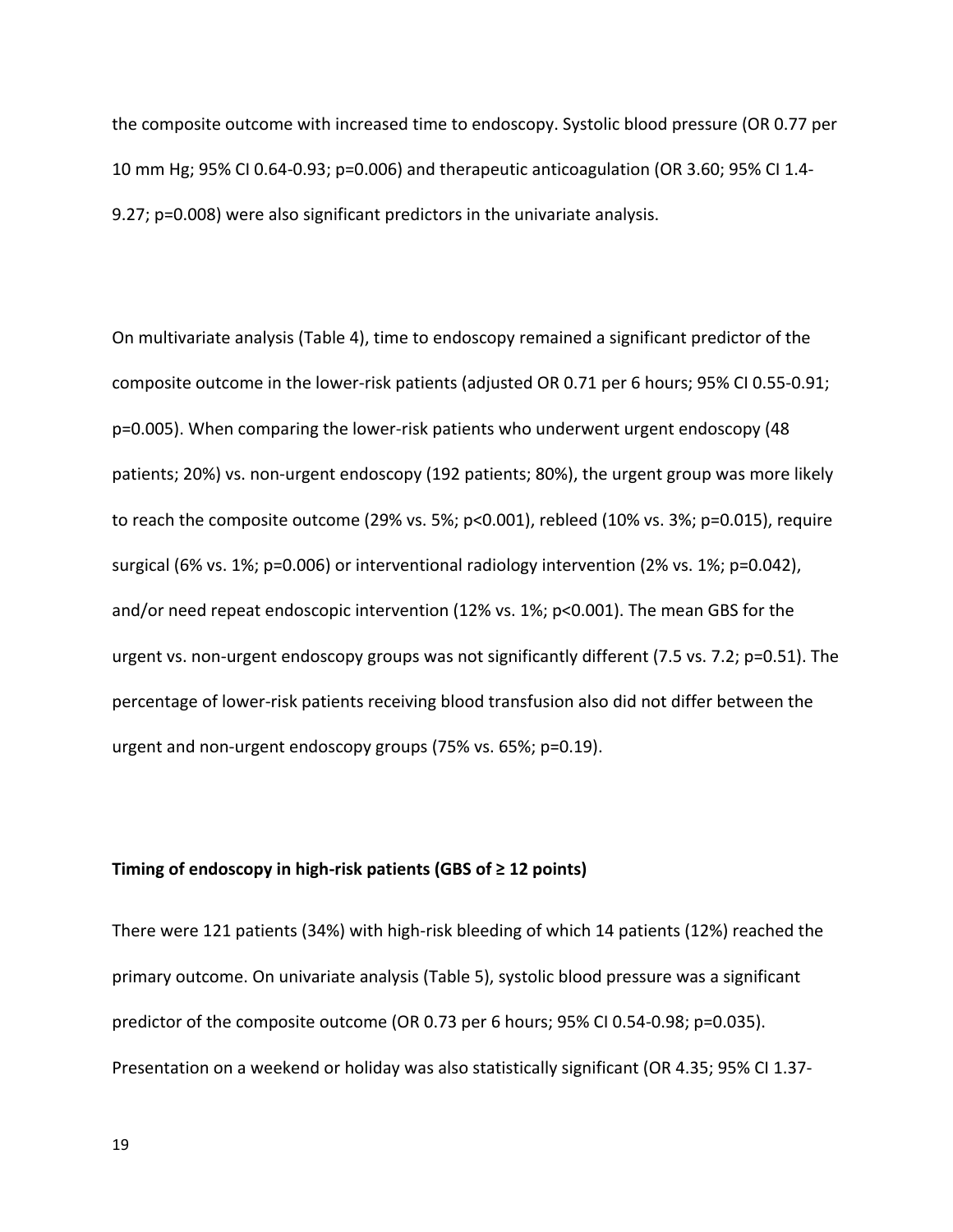the composite outcome with increased time to endoscopy. Systolic blood pressure (OR 0.77 per 10 mm Hg; 95% CI 0.64-0.93; p=0.006) and therapeutic anticoagulation (OR 3.60; 95% CI 1.4-9.27; p=0.008) were also significant predictors in the univariate analysis.

On multivariate analysis (Table 4), time to endoscopy remained a significant predictor of the composite outcome in the lower-risk patients (adjusted OR 0.71 per 6 hours; 95% CI 0.55-0.91; p=0.005). When comparing the lower-risk patients who underwent urgent endoscopy (48 patients; 20%) vs. non-urgent endoscopy (192 patients; 80%), the urgent group was more likely to reach the composite outcome (29% vs. 5%; p<0.001), rebleed (10% vs. 3%; p=0.015), require surgical (6% vs. 1%; p=0.006) or interventional radiology intervention (2% vs. 1%; p=0.042), and/or need repeat endoscopic intervention (12% vs. 1%; p<0.001). The mean GBS for the urgent vs. non-urgent endoscopy groups was not significantly different (7.5 vs. 7.2; p=0.51). The percentage of lower-risk patients receiving blood transfusion also did not differ between the urgent and non-urgent endoscopy groups (75% vs. 65%; p=0.19).

**Timing of endoscopy in high-risk patients (GBS of ≥ 12 points)**

There were 121 patients (34%) with high-risk bleeding of which 14 patients (12%) reached the primary outcome. On univariate analysis (Table 5), systolic blood pressure was a significant predictor of the composite outcome (OR 0.73 per 6 hours; 95% CI 0.54-0.98; p=0.035). Presentation on a weekend or holiday was also statistically significant (OR 4.35; 95% CI 1.37-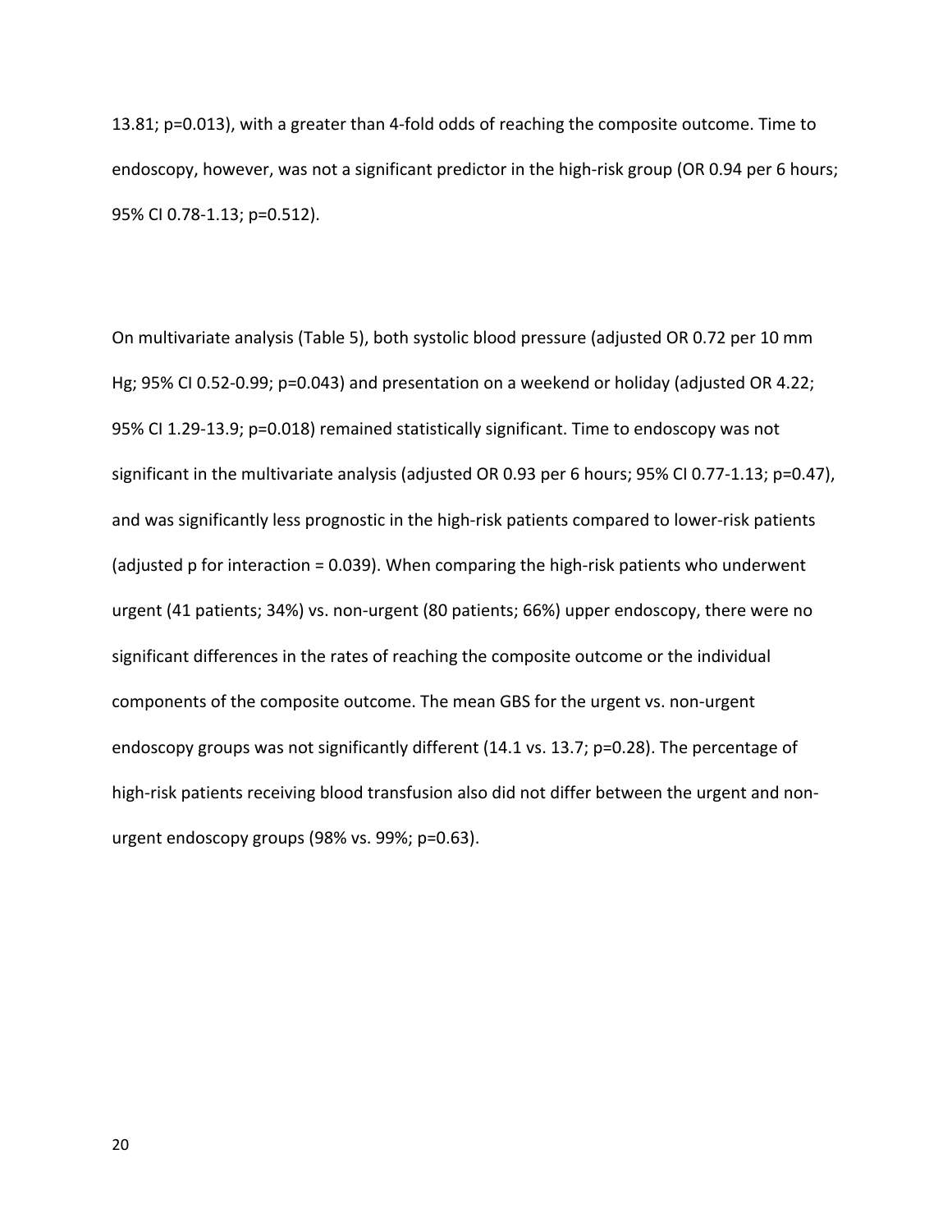13.81; p=0.013), with a greater than 4-fold odds of reaching the composite outcome. Time to endoscopy, however, was not a significant predictor in the high-risk group (OR 0.94 per 6 hours; 95% CI 0.78-1.13; p=0.512).

On multivariate analysis (Table 5), both systolic blood pressure (adjusted OR 0.72 per 10 mm Hg; 95% CI 0.52-0.99; p=0.043) and presentation on a weekend or holiday (adjusted OR 4.22; 95% CI 1.29-13.9; p=0.018) remained statistically significant. Time to endoscopy was not significant in the multivariate analysis (adjusted OR 0.93 per 6 hours; 95% CI 0.77-1.13; p=0.47), and was significantly less prognostic in the high-risk patients compared to lower-risk patients (adjusted p for interaction = 0.039). When comparing the high-risk patients who underwent urgent (41 patients; 34%) vs. non-urgent (80 patients; 66%) upper endoscopy, there were no significant differences in the rates of reaching the composite outcome or the individual components of the composite outcome. The mean GBS for the urgent vs. non-urgent endoscopy groups was not significantly different (14.1 vs. 13.7; p=0.28). The percentage of high-risk patients receiving blood transfusion also did not differ between the urgent and non-urgent endoscopy groups (98% vs. 99%; p=0.63).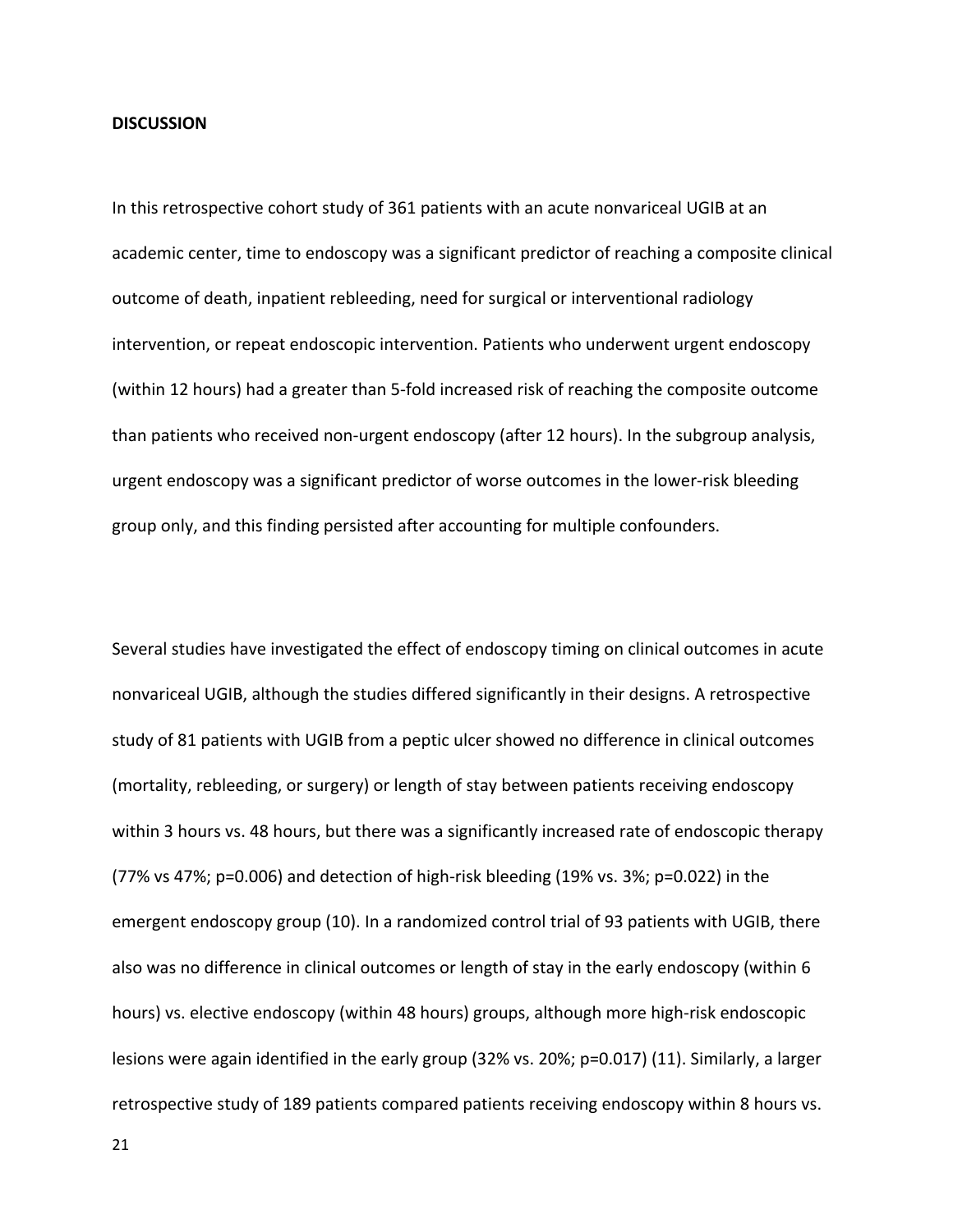## DISCUSSION

In this retrospective cohort study of 361 patients with an acute nonvariceal UGIB at an academic center, time to endoscopy was a significant predictor of reaching a composite clinical outcome of death, inpatient rebleeding, need for surgical or interventional radiology intervention, or repeat endoscopic intervention. Patients who underwent urgent endoscopy (within 12 hours) had a greater than 5-fold increased risk of reaching the composite outcome than patients who received non-urgent endoscopy (after 12 hours). In the subgroup analysis, urgent endoscopy was a significant predictor of worse outcomes in the lower-risk bleeding group only, and this finding persisted after accounting for multiple confounders.

Several studies have investigated the effect of endoscopy timing on clinical outcomes in acute nonvariceal UGIB, although the studies differed significantly in their designs. A retrospective study of 81 patients with UGIB from a peptic ulcer showed no difference in clinical outcomes (mortality, rebleeding, or surgery) or length of stay between patients receiving endoscopy within 3 hours vs. 48 hours, but there was a significantly increased rate of endoscopic therapy (77% vs 47%; p=0.006) and detection of high-risk bleeding (19% vs. 3%; p=0.022) in the emergent endoscopy group (10). In a randomized control trial of 93 patients with UGIB, there also was no difference in clinical outcomes or length of stay in the early endoscopy (within 6 hours) vs. elective endoscopy (within 48 hours) groups, although more high-risk endoscopic lesions were again identified in the early group (32% vs. 20%; p=0.017) (11). Similarly, a larger retrospective study of 189 patients compared patients receiving endoscopy within 8 hours vs.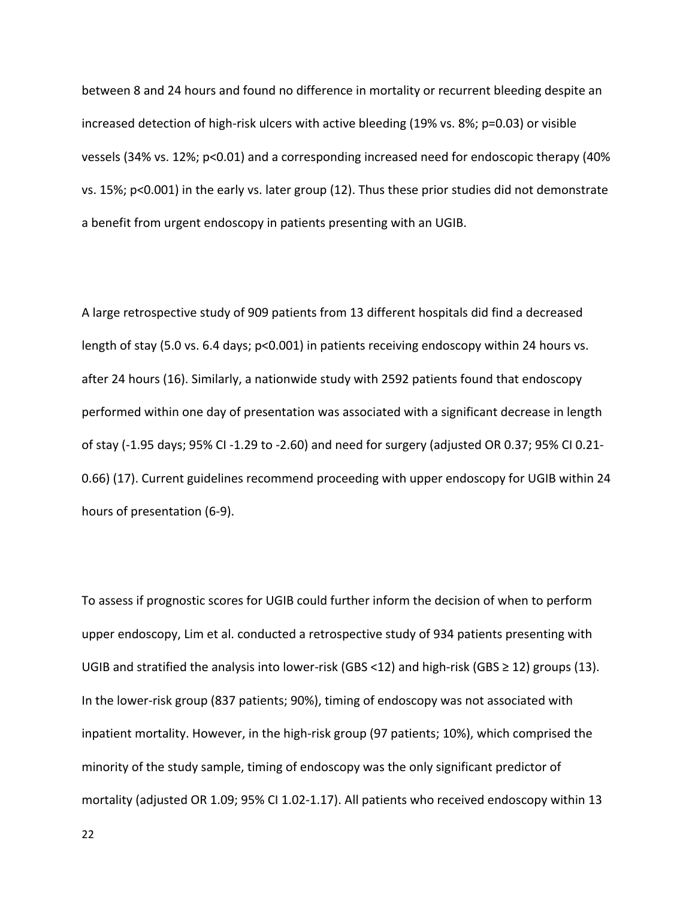between 8 and 24 hours and found no difference in mortality or recurrent bleeding despite an increased detection of high-risk ulcers with active bleeding (19% vs. 8%; p=0.03) or visible vessels (34% vs. 12%; p<0.01) and a corresponding increased need for endoscopic therapy (40% vs. 15%; p<0.001) in the early vs. later group (12). Thus these prior studies did not demonstrate a benefit from urgent endoscopy in patients presenting with an UGIB.

A large retrospective study of 909 patients from 13 different hospitals did find a decreased length of stay (5.0 vs. 6.4 days; p<0.001) in patients receiving endoscopy within 24 hours vs. after 24 hours (16). Similarly, a nationwide study with 2592 patients found that endoscopy performed within one day of presentation was associated with a significant decrease in length of stay (-1.95 days; 95% CI -1.29 to -2.60) and need for surgery (adjusted OR 0.37; 95% CI 0.21-0.66) (17). Current guidelines recommend proceeding with upper endoscopy for UGIB within 24 hours of presentation (6-9).

To assess if prognostic scores for UGIB could further inform the decision of when to perform upper endoscopy, Lim et al. conducted a retrospective study of 934 patients presenting with UGIB and stratified the analysis into lower-risk (GBS <12) and high-risk (GBS ≥ 12) groups (13). In the lower-risk group (837 patients; 90%), timing of endoscopy was not associated with inpatient mortality. However, in the high-risk group (97 patients; 10%), which comprised the minority of the study sample, timing of endoscopy was the only significant predictor of mortality (adjusted OR 1.09; 95% CI 1.02-1.17). All patients who received endoscopy within 13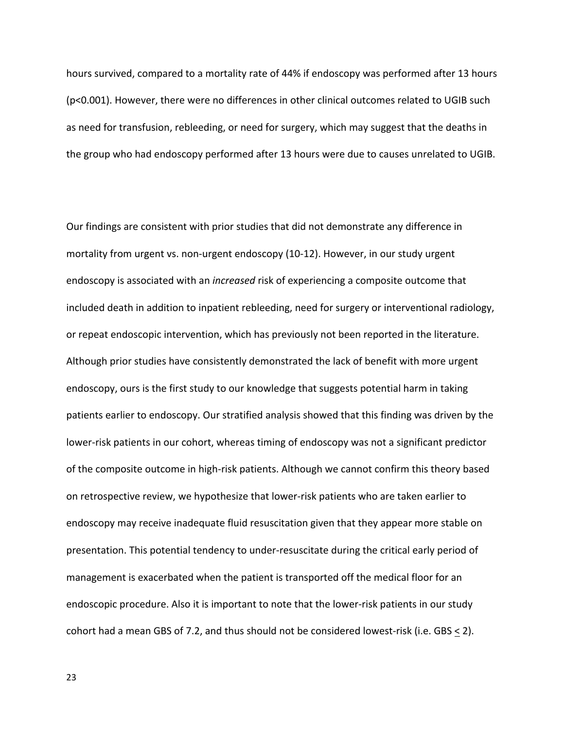hours survived, compared to a mortality rate of 44% if endoscopy was performed after 13 hours ($p<0.001$). However, there were no differences in other clinical outcomes related to UGIB such as need for transfusion, rebleeding, or need for surgery, which may suggest that the deaths in the group who had endoscopy performed after 13 hours were due to causes unrelated to UGIB.

Our findings are consistent with prior studies that did not demonstrate any difference in mortality from urgent vs. non-urgent endoscopy (10-12). However, in our study urgent endoscopy is associated with an *increased* risk of experiencing a composite outcome that included death in addition to inpatient rebleeding, need for surgery or interventional radiology, or repeat endoscopic intervention, which has previously not been reported in the literature. Although prior studies have consistently demonstrated the lack of benefit with more urgent endoscopy, ours is the first study to our knowledge that suggests potential harm in taking patients earlier to endoscopy. Our stratified analysis showed that this finding was driven by the lower-risk patients in our cohort, whereas timing of endoscopy was not a significant predictor of the composite outcome in high-risk patients. Although we cannot confirm this theory based on retrospective review, we hypothesize that lower-risk patients who are taken earlier to endoscopy may receive inadequate fluid resuscitation given that they appear more stable on presentation. This potential tendency to under-resuscitate during the critical early period of management is exacerbated when the patient is transported off the medical floor for an endoscopic procedure. Also it is important to note that the lower-risk patients in our study cohort had a mean GBS of 7.2, and thus should not be considered lowest-risk (i.e. GBS $\leq$ 2).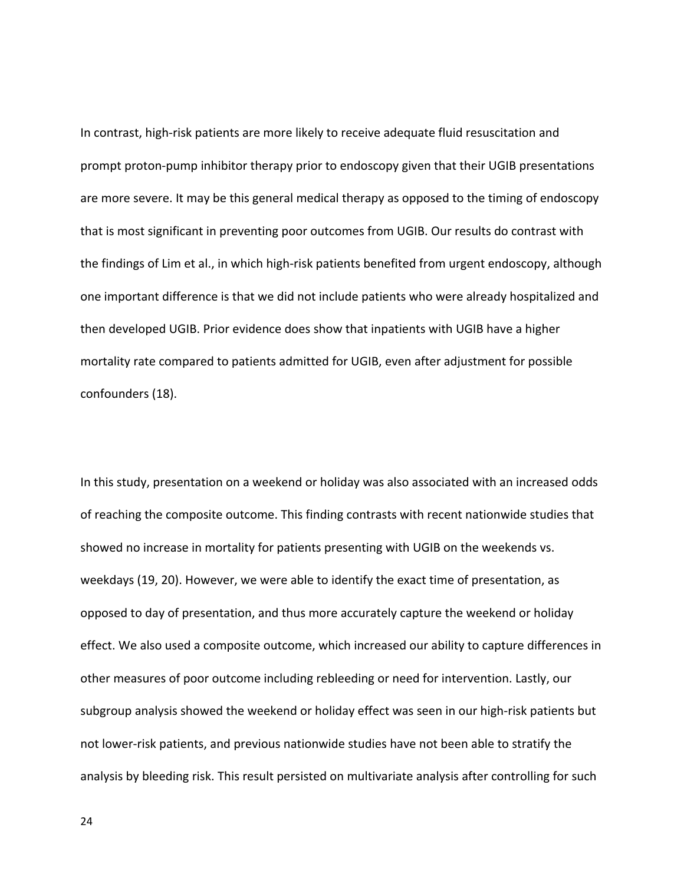In contrast, high-risk patients are more likely to receive adequate fluid resuscitation and prompt proton-pump inhibitor therapy prior to endoscopy given that their UGIB presentations are more severe. It may be this general medical therapy as opposed to the timing of endoscopy that is most significant in preventing poor outcomes from UGIB. Our results do contrast with the findings of Lim et al., in which high-risk patients benefited from urgent endoscopy, although one important difference is that we did not include patients who were already hospitalized and then developed UGIB. Prior evidence does show that inpatients with UGIB have a higher mortality rate compared to patients admitted for UGIB, even after adjustment for possible confounders (18).

In this study, presentation on a weekend or holiday was also associated with an increased odds of reaching the composite outcome. This finding contrasts with recent nationwide studies that showed no increase in mortality for patients presenting with UGIB on the weekends vs. weekdays (19, 20). However, we were able to identify the exact time of presentation, as opposed to day of presentation, and thus more accurately capture the weekend or holiday effect. We also used a composite outcome, which increased our ability to capture differences in other measures of poor outcome including rebleeding or need for intervention. Lastly, our subgroup analysis showed the weekend or holiday effect was seen in our high-risk patients but not lower-risk patients, and previous nationwide studies have not been able to stratify the analysis by bleeding risk. This result persisted on multivariate analysis after controlling for such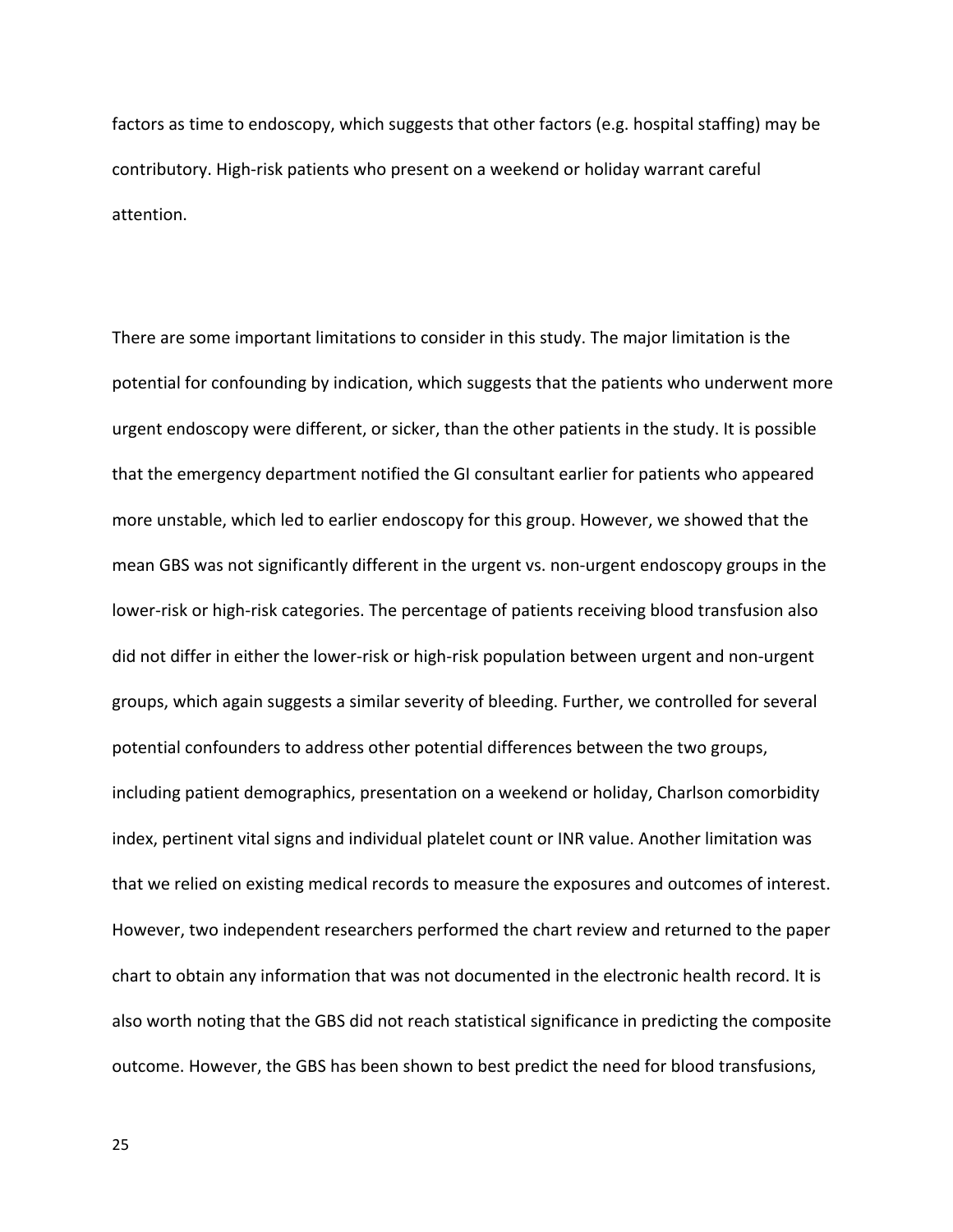factors as time to endoscopy, which suggests that other factors (e.g. hospital staffing) may be contributory. High-risk patients who present on a weekend or holiday warrant careful attention.

There are some important limitations to consider in this study. The major limitation is the potential for confounding by indication, which suggests that the patients who underwent more urgent endoscopy were different, or sicker, than the other patients in the study. It is possible that the emergency department notified the GI consultant earlier for patients who appeared more unstable, which led to earlier endoscopy for this group. However, we showed that the mean GBS was not significantly different in the urgent vs. non-urgent endoscopy groups in the lower-risk or high-risk categories. The percentage of patients receiving blood transfusion also did not differ in either the lower-risk or high-risk population between urgent and non-urgent groups, which again suggests a similar severity of bleeding. Further, we controlled for several potential confounders to address other potential differences between the two groups, including patient demographics, presentation on a weekend or holiday, Charlson comorbidity index, pertinent vital signs and individual platelet count or INR value. Another limitation was that we relied on existing medical records to measure the exposures and outcomes of interest. However, two independent researchers performed the chart review and returned to the paper chart to obtain any information that was not documented in the electronic health record. It is also worth noting that the GBS did not reach statistical significance in predicting the composite outcome. However, the GBS has been shown to best predict the need for blood transfusions,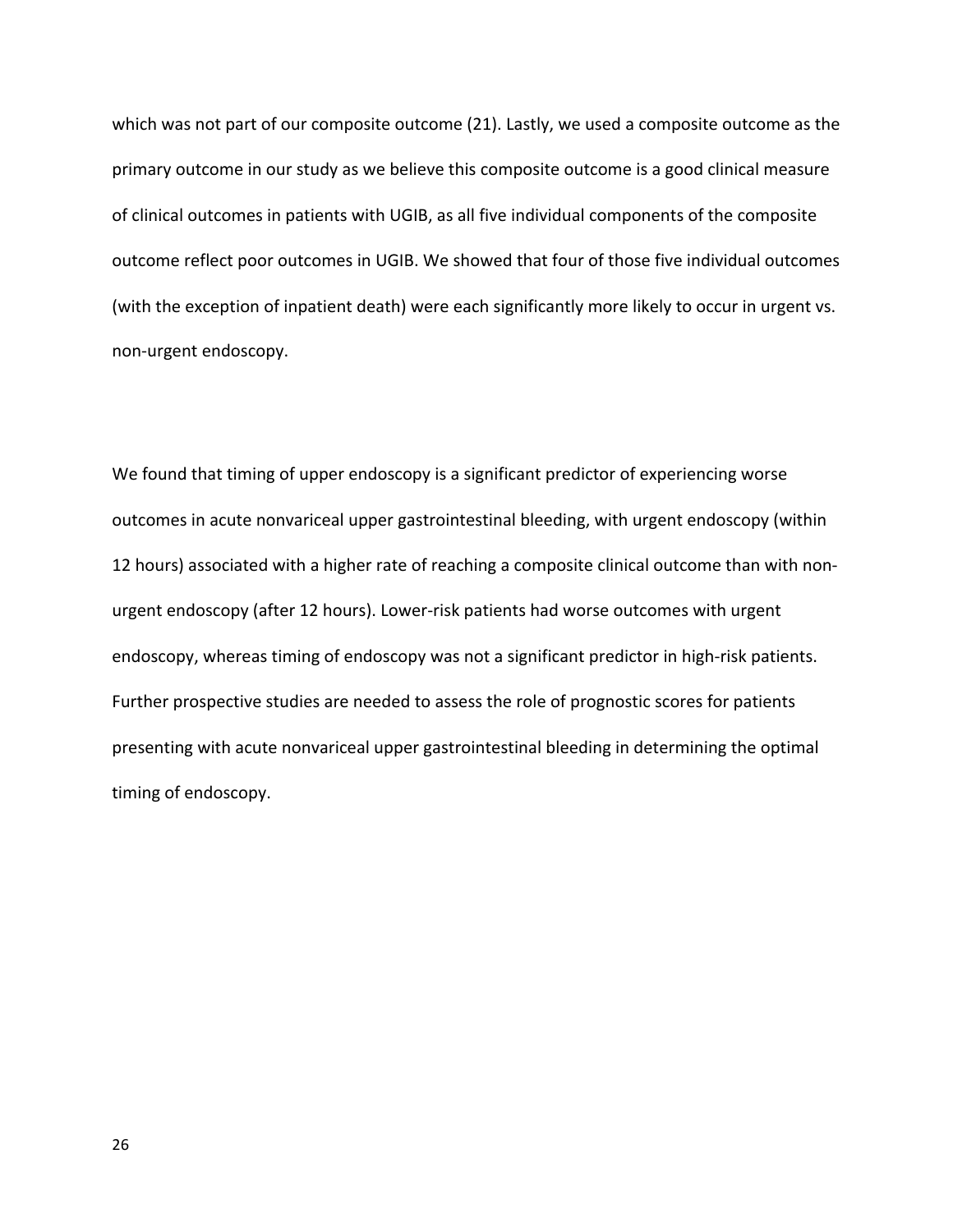which was not part of our composite outcome (21). Lastly, we used a composite outcome as the primary outcome in our study as we believe this composite outcome is a good clinical measure of clinical outcomes in patients with UGIB, as all five individual components of the composite outcome reflect poor outcomes in UGIB. We showed that four of those five individual outcomes (with the exception of inpatient death) were each significantly more likely to occur in urgent vs. non-urgent endoscopy.

We found that timing of upper endoscopy is a significant predictor of experiencing worse outcomes in acute nonvariceal upper gastrointestinal bleeding, with urgent endoscopy (within 12 hours) associated with a higher rate of reaching a composite clinical outcome than with non-urgent endoscopy (after 12 hours). Lower-risk patients had worse outcomes with urgent endoscopy, whereas timing of endoscopy was not a significant predictor in high-risk patients. Further prospective studies are needed to assess the role of prognostic scores for patients presenting with acute nonvariceal upper gastrointestinal bleeding in determining the optimal timing of endoscopy.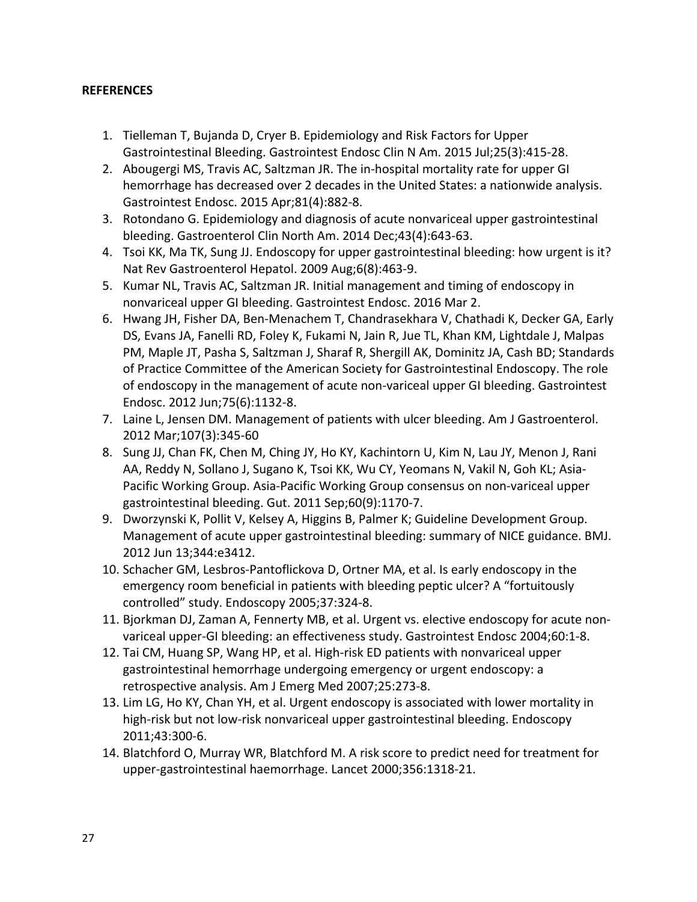**REFERENCES**

1. Tielleman T, Bujanda D, Cryer B. Epidemiology and Risk Factors for Upper Gastrointestinal Bleeding. Gastrointest Endosc Clin N Am. 2015 Jul;25(3):415-28.
2. Abougergi MS, Travis AC, Saltzman JR. The in-hospital mortality rate for upper GI hemorrhage has decreased over 2 decades in the United States: a nationwide analysis. Gastrointest Endosc. 2015 Apr;81(4):882-8.
3. Rotondano G. Epidemiology and diagnosis of acute nonvariceal upper gastrointestinal bleeding. Gastroenterol Clin North Am. 2014 Dec;43(4):643-63.
4. Tsoi KK, Ma TK, Sung JJ. Endoscopy for upper gastrointestinal bleeding: how urgent is it? Nat Rev Gastroenterol Hepatol. 2009 Aug;6(8):463-9.
5. Kumar NL, Travis AC, Saltzman JR. Initial management and timing of endoscopy in nonvariceal upper GI bleeding. Gastrointest Endosc. 2016 Mar 2.
6. Hwang JH, Fisher DA, Ben-Menachem T, Chandrasekhara V, Chathadi K, Decker GA, Early DS, Evans JA, Fanelli RD, Foley K, Fukami N, Jain R, Jue TL, Khan KM, Lightdale J, Malpas PM, Maple JT, Pasha S, Saltzman J, Sharaf R, Shergill AK, Dominitz JA, Cash BD; Standards of Practice Committee of the American Society for Gastrointestinal Endoscopy. The role of endoscopy in the management of acute non-variceal upper GI bleeding. Gastrointest Endosc. 2012 Jun;75(6):1132-8.
7. Laine L, Jensen DM. Management of patients with ulcer bleeding. Am J Gastroenterol. 2012 Mar;107(3):345-60
8. Sung JJ, Chan FK, Chen M, Ching JY, Ho KY, Kachintorn U, Kim N, Lau JY, Menon J, Rani AA, Reddy N, Sollano J, Sugano K, Tsoi KK, Wu CY, Yeomans N, Vakil N, Goh KL; Asia-Pacific Working Group. Asia-Pacific Working Group consensus on non-variceal upper gastrointestinal bleeding. Gut. 2011 Sep;60(9):1170-7.
9. Dworzynski K, Pollit V, Kelsey A, Higgins B, Palmer K; Guideline Development Group. Management of acute upper gastrointestinal bleeding: summary of NICE guidance. BMJ. 2012 Jun 13;344:e3412.
10. Schacher GM, Lesbros-Pantoflickova D, Ortner MA, et al. Is early endoscopy in the emergency room beneficial in patients with bleeding peptic ulcer? A "fortuitously controlled" study. Endoscopy 2005;37:324-8.
11. Bjorkman DJ, Zaman A, Fennerty MB, et al. Urgent vs. elective endoscopy for acute non-variceal upper-GI bleeding: an effectiveness study. Gastrointest Endosc 2004;60:1-8.
12. Tai CM, Huang SP, Wang HP, et al. High-risk ED patients with nonvariceal upper gastrointestinal hemorrhage undergoing emergency or urgent endoscopy: a retrospective analysis. Am J Emerg Med 2007;25:273-8.
13. Lim LG, Ho KY, Chan YH, et al. Urgent endoscopy is associated with lower mortality in high-risk but not low-risk nonvariceal upper gastrointestinal bleeding. Endoscopy 2011;43:300-6.
14. Blatchford O, Murray WR, Blatchford M. A risk score to predict need for treatment for upper-gastrointestinal haemorrhage. Lancet 2000;356:1318-21.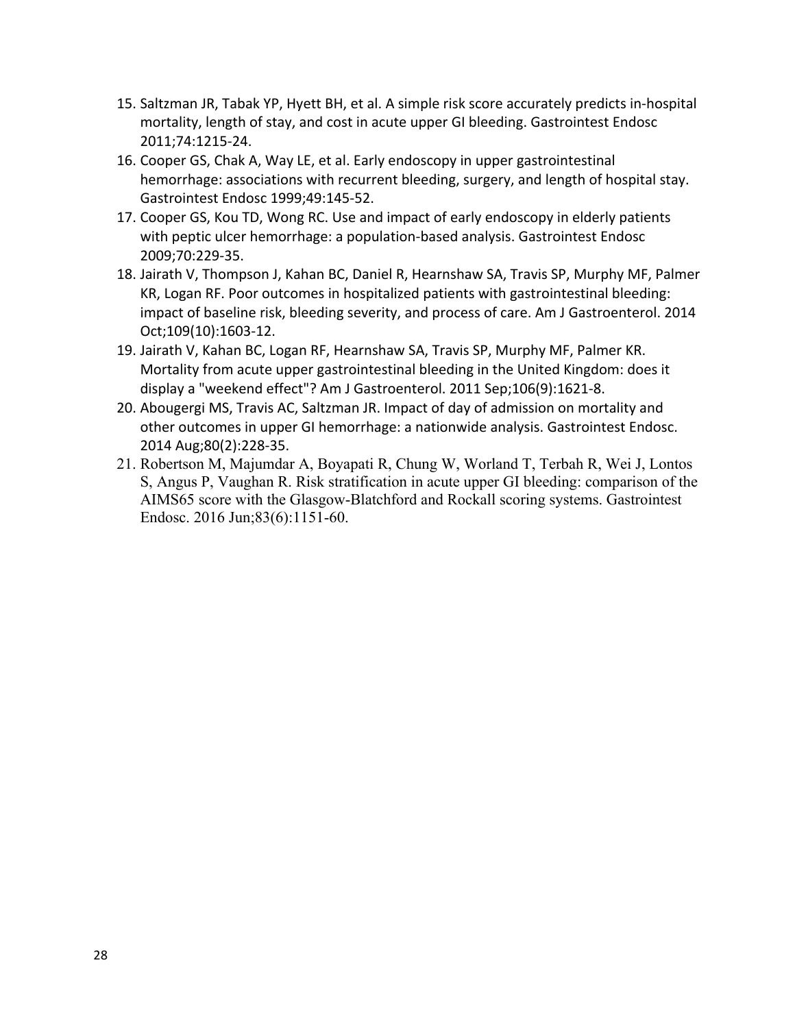15. Saltzman JR, Tabak YP, Hyett BH, et al. A simple risk score accurately predicts in-hospital mortality, length of stay, and cost in acute upper GI bleeding. Gastrointest Endosc 2011;74:1215-24.
16. Cooper GS, Chak A, Way LE, et al. Early endoscopy in upper gastrointestinal hemorrhage: associations with recurrent bleeding, surgery, and length of hospital stay. Gastrointest Endosc 1999;49:145-52.
17. Cooper GS, Kou TD, Wong RC. Use and impact of early endoscopy in elderly patients with peptic ulcer hemorrhage: a population-based analysis. Gastrointest Endosc 2009;70:229-35.
18. Jairath V, Thompson J, Kahan BC, Daniel R, Hearnshaw SA, Travis SP, Murphy MF, Palmer KR, Logan RF. Poor outcomes in hospitalized patients with gastrointestinal bleeding: impact of baseline risk, bleeding severity, and process of care. Am J Gastroenterol. 2014 Oct;109(10):1603-12.
19. Jairath V, Kahan BC, Logan RF, Hearnshaw SA, Travis SP, Murphy MF, Palmer KR. Mortality from acute upper gastrointestinal bleeding in the United Kingdom: does it display a "weekend effect"? Am J Gastroenterol. 2011 Sep;106(9):1621-8.
20. Abougergi MS, Travis AC, Saltzman JR. Impact of day of admission on mortality and other outcomes in upper GI hemorrhage: a nationwide analysis. Gastrointest Endosc. 2014 Aug;80(2):228-35.
21. Robertson M, Majumdar A, Boyapati R, Chung W, Worland T, Terbah R, Wei J, Lontos S, Angus P, Vaughan R. Risk stratification in acute upper GI bleeding: comparison of the AIMS65 score with the Glasgow-Blatchford and Rockall scoring systems. Gastrointest Endosc. 2016 Jun;83(6):1151-60.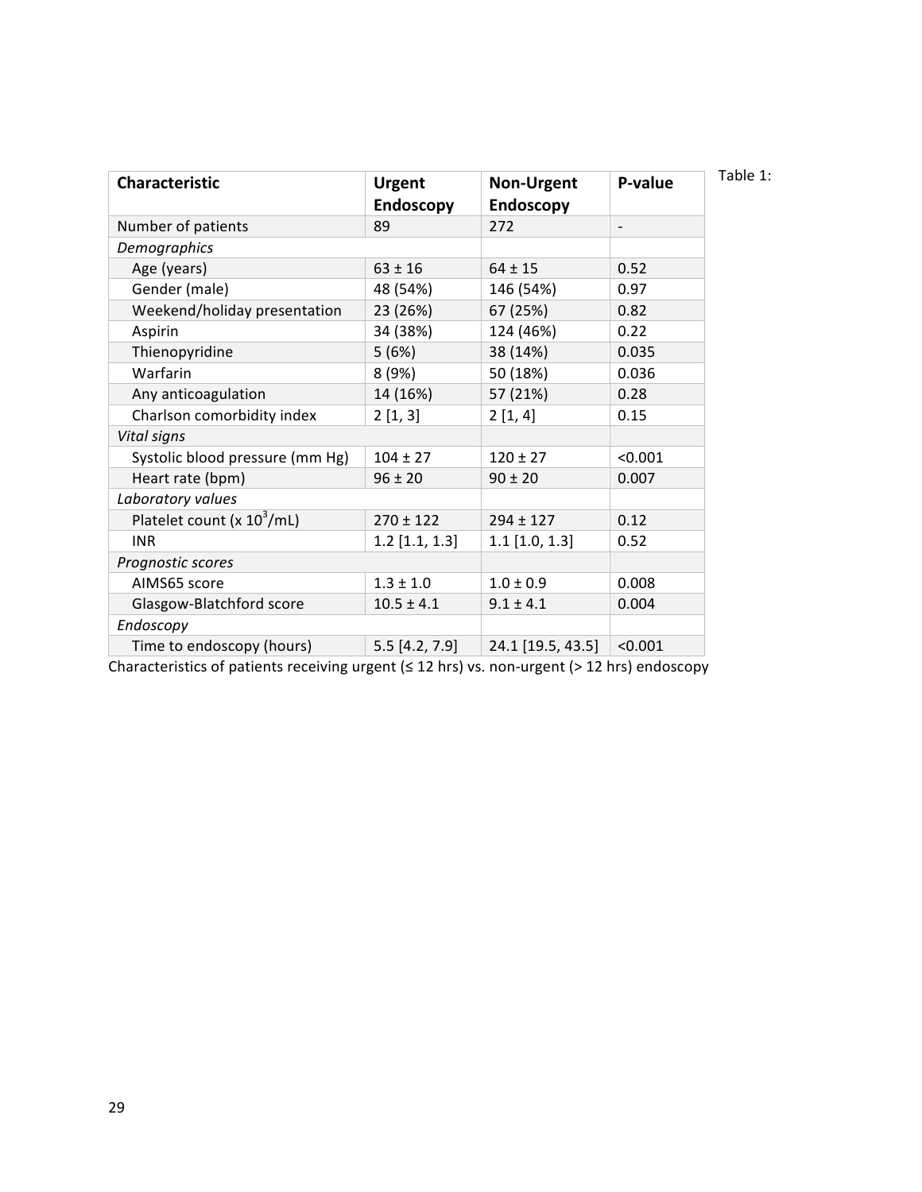Table 1:

| **Characteristic** | **Urgent Endoscopy** | **Non-Urgent Endoscopy** | **P-value** |
|---|---|---|---|
| Number of patients | 89 | 272 | - |
| *Demographics* | | | |
| Age (years) | 63 ± 16 | 64 ± 15 | 0.52 |
| Gender (male) | 48 (54%) | 146 (54%) | 0.97 |
| Weekend/holiday presentation | 23 (26%) | 67 (25%) | 0.82 |
| Aspirin | 34 (38%) | 124 (46%) | 0.22 |
| Thienopyridine | 5 (6%) | 38 (14%) | 0.035 |
| Warfarin | 8 (9%) | 50 (18%) | 0.036 |
| Any anticoagulation | 14 (16%) | 57 (21%) | 0.28 |
| Charlson comorbidity index | 2 [1, 3] | 2 [1, 4] | 0.15 |
| *Vital signs* | | | |
| Systolic blood pressure (mm Hg) | 104 ± 27 | 120 ± 27 | <0.001 |
| Heart rate (bpm) | 96 ± 20 | 90 ± 20 | 0.007 |
| *Laboratory values* | | | |
| Platelet count (x $10^3$/mL) | 270 ± 122 | 294 ± 127 | 0.12 |
| INR | 1.2 [1.1, 1.3] | 1.1 [1.0, 1.3] | 0.52 |
| *Prognostic scores* | | | |
| AIMS65 score | 1.3 ± 1.0 | 1.0 ± 0.9 | 0.008 |
| Glasgow-Blatchford score | 10.5 ± 4.1 | 9.1 ± 4.1 | 0.004 |
| *Endoscopy* | | | |
| Time to endoscopy (hours) | 5.5 [4.2, 7.9] | 24.1 [19.5, 43.5] | <0.001 |

Characteristics of patients receiving urgent (≤ 12 hrs) vs. non-urgent (> 12 hrs) endoscopy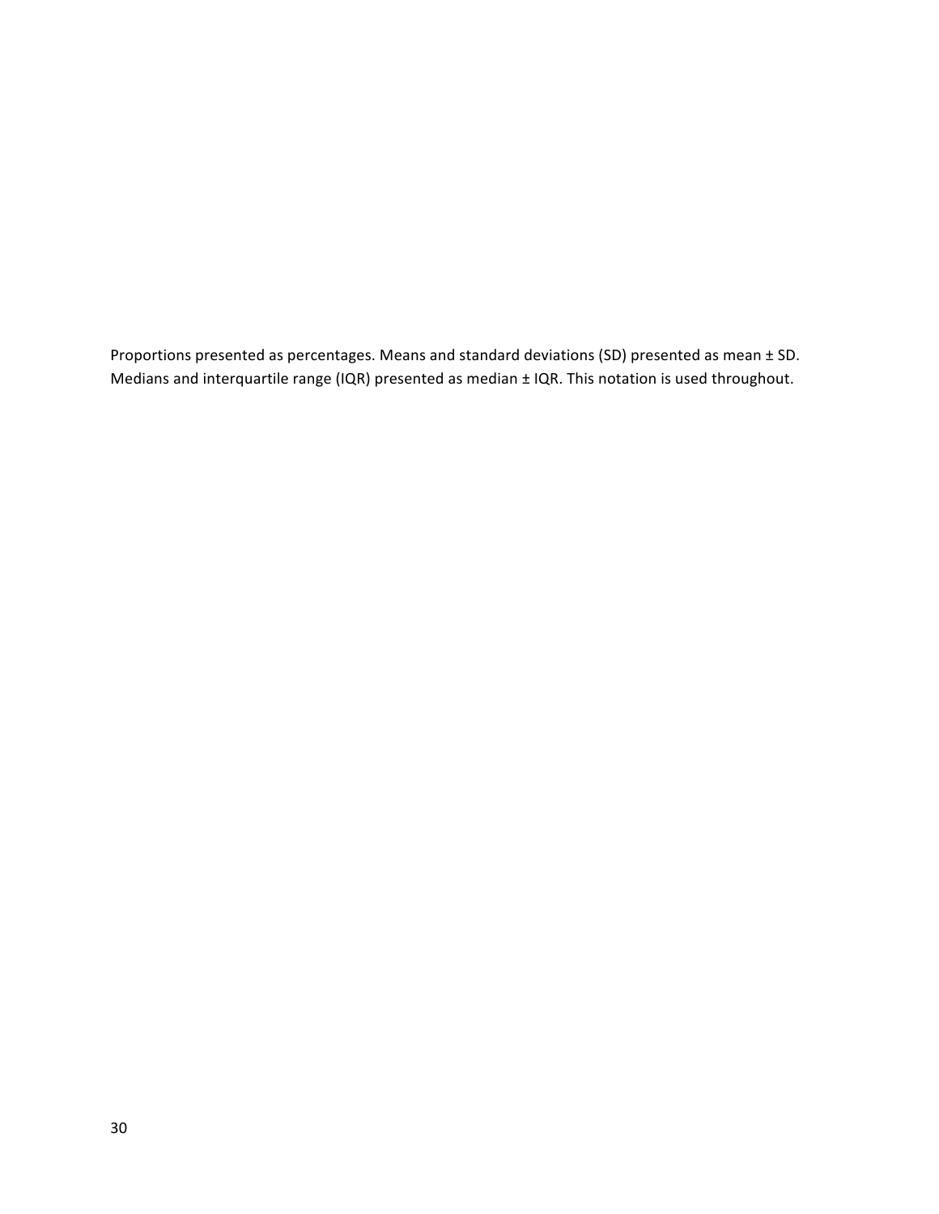Proportions presented as percentages. Means and standard deviations (SD) presented as mean ± SD. Medians and interquartile range (IQR) presented as median ± IQR. This notation is used throughout.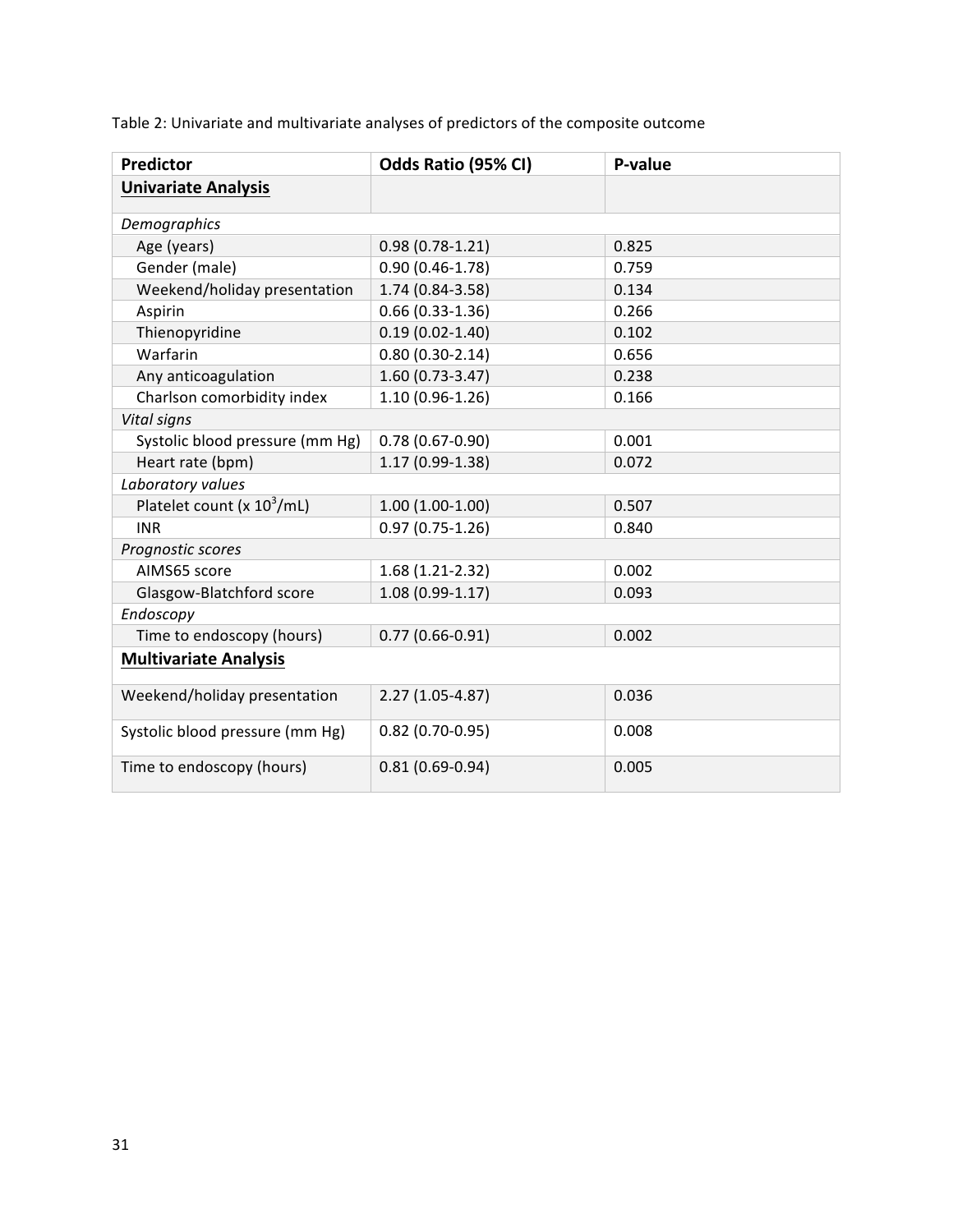Table 2: Univariate and multivariate analyses of predictors of the composite outcome

| Predictor | Odds Ratio (95% CI) | P-value |
|---|---|---|
| **Univariate Analysis** | | |
| *Demographics* | | |
| Age (years) | 0.98 (0.78-1.21) | 0.825 |
| Gender (male) | 0.90 (0.46-1.78) | 0.759 |
| Weekend/holiday presentation | 1.74 (0.84-3.58) | 0.134 |
| Aspirin | 0.66 (0.33-1.36) | 0.266 |
| Thienopyridine | 0.19 (0.02-1.40) | 0.102 |
| Warfarin | 0.80 (0.30-2.14) | 0.656 |
| Any anticoagulation | 1.60 (0.73-3.47) | 0.238 |
| Charlson comorbidity index | 1.10 (0.96-1.26) | 0.166 |
| *Vital signs* | | |
| Systolic blood pressure (mm Hg) | 0.78 (0.67-0.90) | 0.001 |
| Heart rate (bpm) | 1.17 (0.99-1.38) | 0.072 |
| *Laboratory values* | | |
| Platelet count (x $10^3$/mL) | 1.00 (1.00-1.00) | 0.507 |
| INR | 0.97 (0.75-1.26) | 0.840 |
| *Prognostic scores* | | |
| AIMS65 score | 1.68 (1.21-2.32) | 0.002 |
| Glasgow-Blatchford score | 1.08 (0.99-1.17) | 0.093 |
| *Endoscopy* | | |
| Time to endoscopy (hours) | 0.77 (0.66-0.91) | 0.002 |
| **Multivariate Analysis** | | |
| Weekend/holiday presentation | 2.27 (1.05-4.87) | 0.036 |
| Systolic blood pressure (mm Hg) | 0.82 (0.70-0.95) | 0.008 |
| Time to endoscopy (hours) | 0.81 (0.69-0.94) | 0.005 |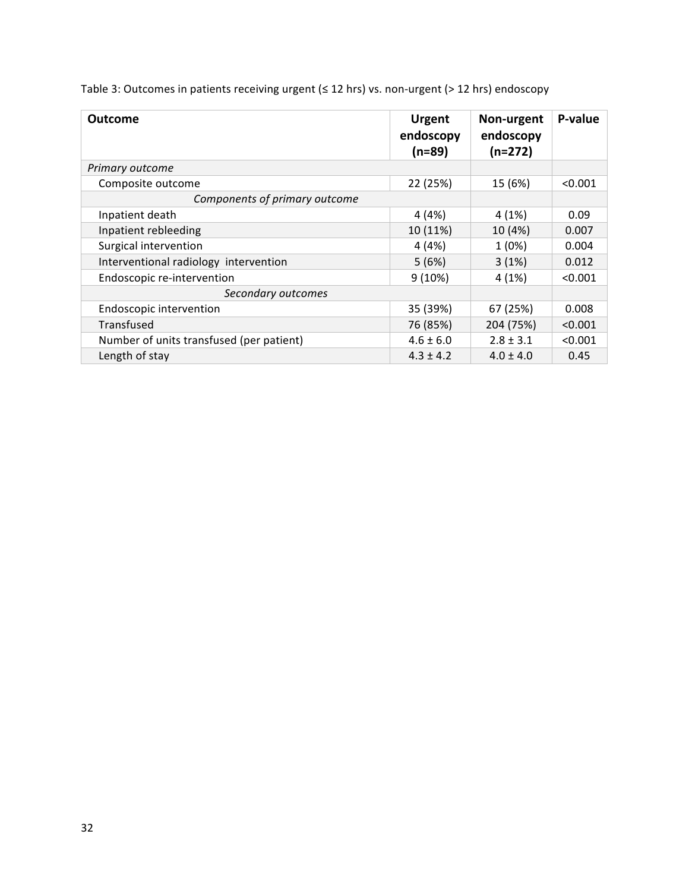Table 3: Outcomes in patients receiving urgent (≤ 12 hrs) vs. non-urgent (> 12 hrs) endoscopy

| **Outcome** | **Urgent endoscopy (n=89)** | **Non-urgent endoscopy (n=272)** | **P-value** |
|---|---|---|---|
| *Primary outcome* | | | |
| Composite outcome | 22 (25%) | 15 (6%) | <0.001 |
| *Components of primary outcome* | | | |
| Inpatient death | 4 (4%) | 4 (1%) | 0.09 |
| Inpatient rebleeding | 10 (11%) | 10 (4%) | 0.007 |
| Surgical intervention | 4 (4%) | 1 (0%) | 0.004 |
| Interventional radiology intervention | 5 (6%) | 3 (1%) | 0.012 |
| Endoscopic re-intervention | 9 (10%) | 4 (1%) | <0.001 |
| *Secondary outcomes* | | | |
| Endoscopic intervention | 35 (39%) | 67 (25%) | 0.008 |
| Transfused | 76 (85%) | 204 (75%) | <0.001 |
| Number of units transfused (per patient) | 4.6 ± 6.0 | 2.8 ± 3.1 | <0.001 |
| Length of stay | 4.3 ± 4.2 | 4.0 ± 4.0 | 0.45 |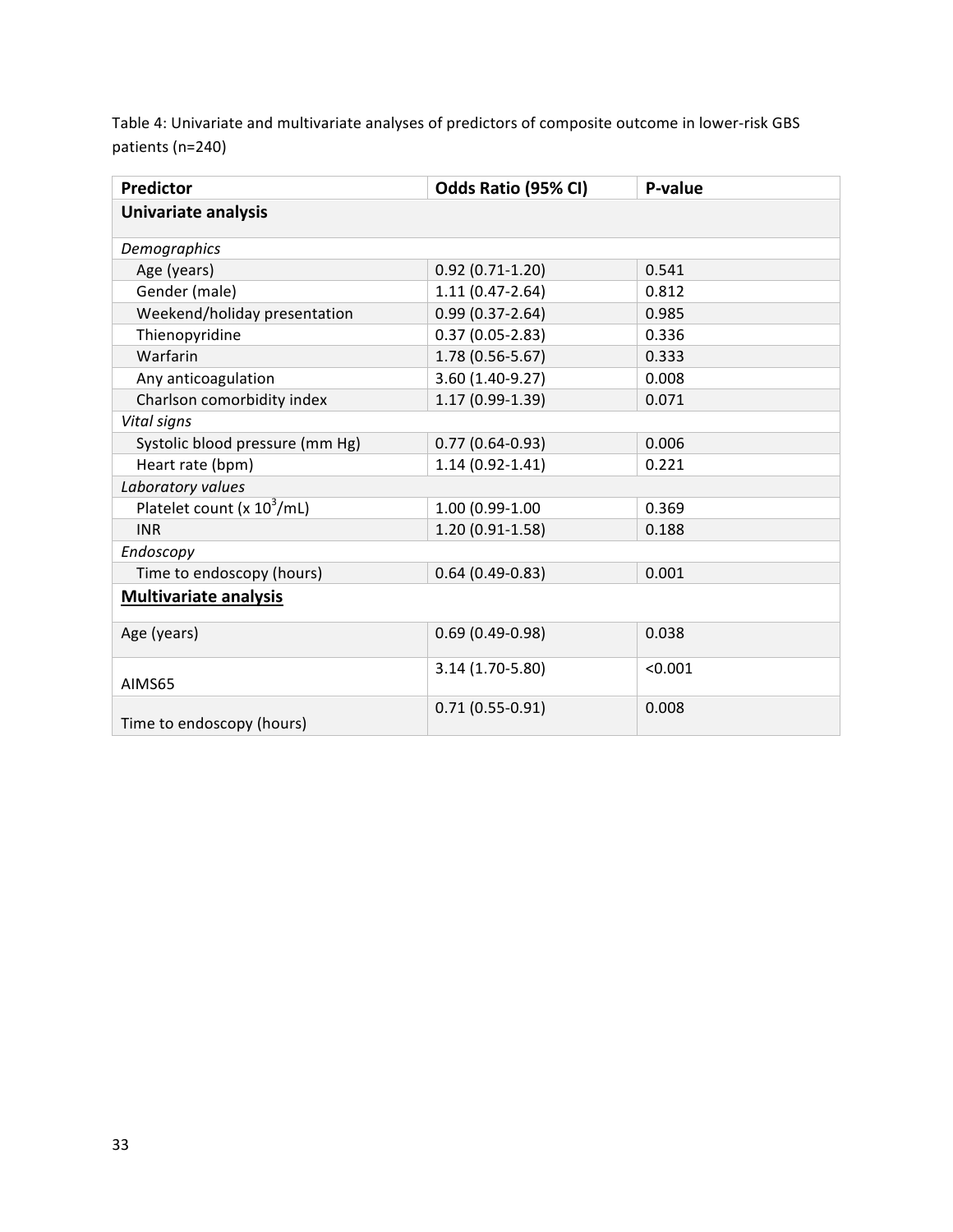Table 4: Univariate and multivariate analyses of predictors of composite outcome in lower-risk GBS patients (n=240)

| Predictor | Odds Ratio (95% CI) | P-value |
|---|---|---|
| **Univariate analysis** | | |
| *Demographics* | | |
| Age (years) | 0.92 (0.71-1.20) | 0.541 |
| Gender (male) | 1.11 (0.47-2.64) | 0.812 |
| Weekend/holiday presentation | 0.99 (0.37-2.64) | 0.985 |
| Thienopyridine | 0.37 (0.05-2.83) | 0.336 |
| Warfarin | 1.78 (0.56-5.67) | 0.333 |
| Any anticoagulation | 3.60 (1.40-9.27) | 0.008 |
| Charlson comorbidity index | 1.17 (0.99-1.39) | 0.071 |
| *Vital signs* | | |
| Systolic blood pressure (mm Hg) | 0.77 (0.64-0.93) | 0.006 |
| Heart rate (bpm) | 1.14 (0.92-1.41) | 0.221 |
| *Laboratory values* | | |
| Platelet count (x $10^3$/mL) | 1.00 (0.99-1.00 | 0.369 |
| INR | 1.20 (0.91-1.58) | 0.188 |
| *Endoscopy* | | |
| Time to endoscopy (hours) | 0.64 (0.49-0.83) | 0.001 |
| **Multivariate analysis** | | |
| Age (years) | 0.69 (0.49-0.98) | 0.038 |
| AIMS65 | 3.14 (1.70-5.80) | <0.001 |
| Time to endoscopy (hours) | 0.71 (0.55-0.91) | 0.008 |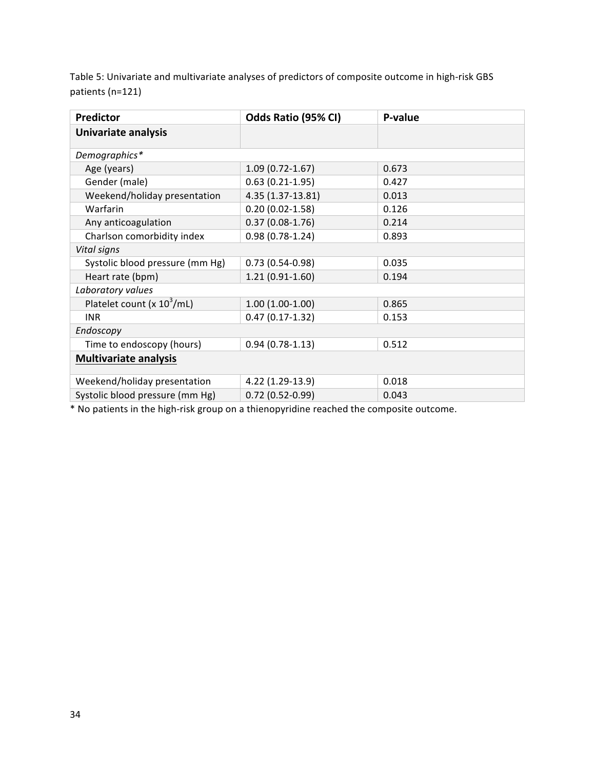Table 5: Univariate and multivariate analyses of predictors of composite outcome in high-risk GBS patients (n=121)

| Predictor | Odds Ratio (95% CI) | P-value |
|---|---|---|
| **Univariate analysis** | | |
| *Demographics** | | |
| Age (years) | 1.09 (0.72-1.67) | 0.673 |
| Gender (male) | 0.63 (0.21-1.95) | 0.427 |
| Weekend/holiday presentation | 4.35 (1.37-13.81) | 0.013 |
| Warfarin | 0.20 (0.02-1.58) | 0.126 |
| Any anticoagulation | 0.37 (0.08-1.76) | 0.214 |
| Charlson comorbidity index | 0.98 (0.78-1.24) | 0.893 |
| *Vital signs* | | |
| Systolic blood pressure (mm Hg) | 0.73 (0.54-0.98) | 0.035 |
| Heart rate (bpm) | 1.21 (0.91-1.60) | 0.194 |
| *Laboratory values* | | |
| Platelet count (x $10^3$/mL) | 1.00 (1.00-1.00) | 0.865 |
| INR | 0.47 (0.17-1.32) | 0.153 |
| *Endoscopy* | | |
| Time to endoscopy (hours) | 0.94 (0.78-1.13) | 0.512 |
| **Multivariate analysis** | | |
| Weekend/holiday presentation | 4.22 (1.29-13.9) | 0.018 |
| Systolic blood pressure (mm Hg) | 0.72 (0.52-0.99) | 0.043 |

* No patients in the high-risk group on a thienopyridine reached the composite outcome.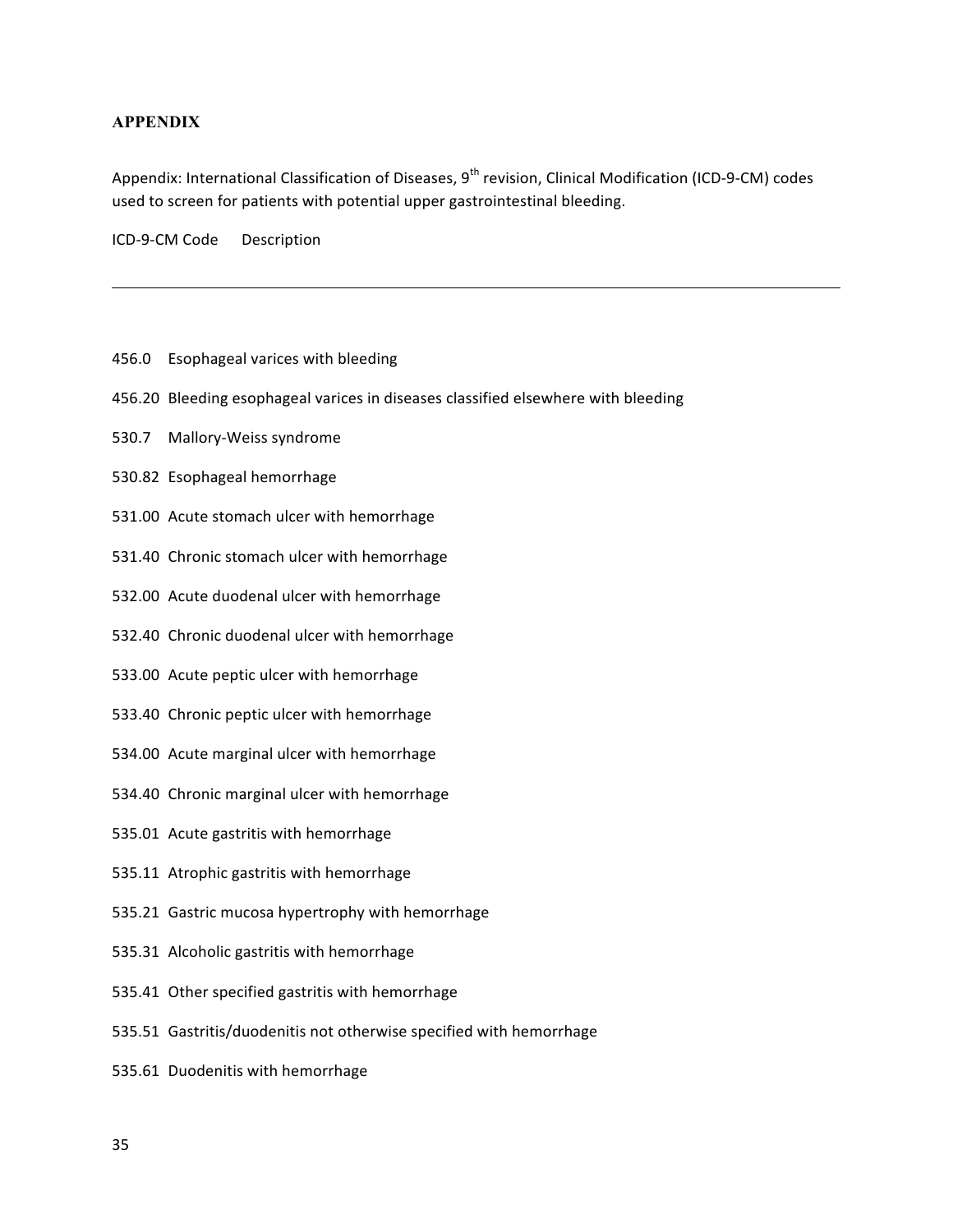## APPENDIX

Appendix: International Classification of Diseases, 9th revision, Clinical Modification (ICD-9-CM) codes used to screen for patients with potential upper gastrointestinal bleeding.

| ICD-9-CM Code | Description |
|---|---|
| 456.0 | Esophageal varices with bleeding |
| 456.20 | Bleeding esophageal varices in diseases classified elsewhere with bleeding |
| 530.7 | Mallory-Weiss syndrome |
| 530.82 | Esophageal hemorrhage |
| 531.00 | Acute stomach ulcer with hemorrhage |
| 531.40 | Chronic stomach ulcer with hemorrhage |
| 532.00 | Acute duodenal ulcer with hemorrhage |
| 532.40 | Chronic duodenal ulcer with hemorrhage |
| 533.00 | Acute peptic ulcer with hemorrhage |
| 533.40 | Chronic peptic ulcer with hemorrhage |
| 534.00 | Acute marginal ulcer with hemorrhage |
| 534.40 | Chronic marginal ulcer with hemorrhage |
| 535.01 | Acute gastritis with hemorrhage |
| 535.11 | Atrophic gastritis with hemorrhage |
| 535.21 | Gastric mucosa hypertrophy with hemorrhage |
| 535.31 | Alcoholic gastritis with hemorrhage |
| 535.41 | Other specified gastritis with hemorrhage |
| 535.51 | Gastritis/duodenitis not otherwise specified with hemorrhage |
| 535.61 | Duodenitis with hemorrhage |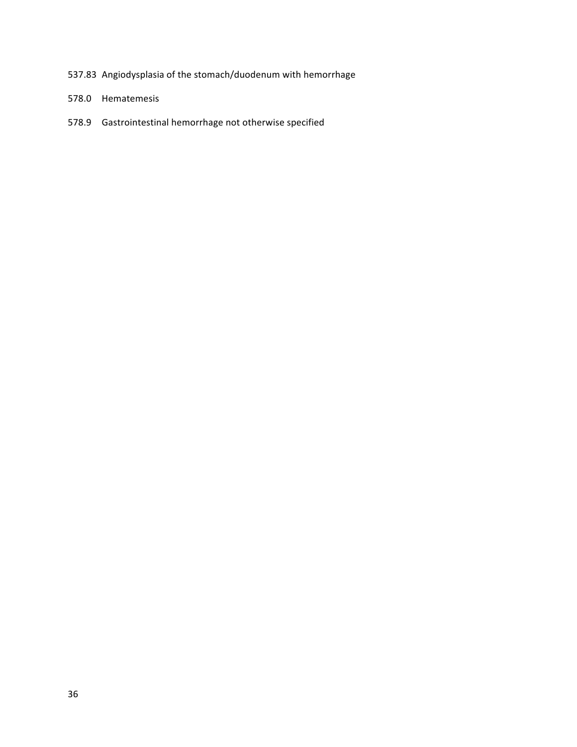537.83 Angiodysplasia of the stomach/duodenum with hemorrhage

578.0 Hematemesis

578.9 Gastrointestinal hemorrhage not otherwise specified